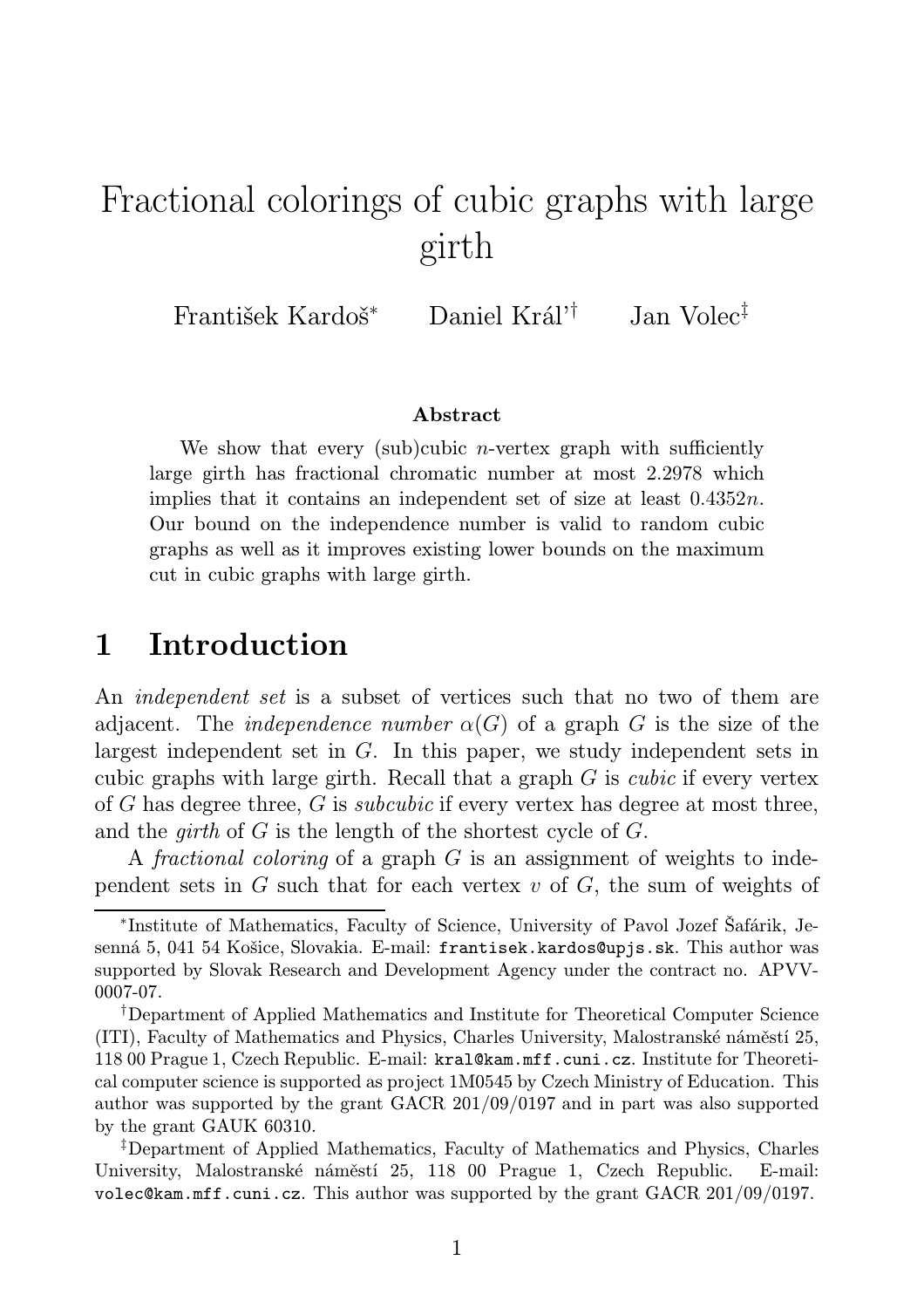# Fractional colorings of cubic graphs with large girth

František Kardoš[*] Daniel Král'[†] Jan Volec[‡]

### Abstract

We show that every (sub)cubic $n$-vertex graph with sufficiently large girth has fractional chromatic number at most 2.2978 which implies that it contains an independent set of size at least $0.4352n$. Our bound on the independence number is valid to random cubic graphs as well as it improves existing lower bounds on the maximum cut in cubic graphs with large girth.

## 1 Introduction

An *independent set* is a subset of vertices such that no two of them are adjacent. The *independence number* $\alpha(G)$ of a graph $G$ is the size of the largest independent set in $G$. In this paper, we study independent sets in cubic graphs with large girth. Recall that a graph $G$ is *cubic* if every vertex of $G$ has degree three, $G$ is *subcubic* if every vertex has degree at most three, and the *girth* of $G$ is the length of the shortest cycle of $G$.

A *fractional coloring* of a graph $G$ is an assignment of weights to independent sets in $G$ such that for each vertex $v$ of $G$, the sum of weights of

---

[*] Institute of Mathematics, Faculty of Science, University of Pavol Jozef Šafárik, Jesenná 5, 041 54 Košice, Slovakia. E-mail: `frantisek.kardos@upjs.sk`. This author was supported by Slovak Research and Development Agency under the contract no. APVV-0007-07.

[†] Department of Applied Mathematics and Institute for Theoretical Computer Science (ITI), Faculty of Mathematics and Physics, Charles University, Malostranské náměstí 25, 118 00 Prague 1, Czech Republic. E-mail: `kral@kam.mff.cuni.cz`. Institute for Theoretical computer science is supported as project 1M0545 by Czech Ministry of Education. This author was supported by the grant GACR 201/09/0197 and in part was also supported by the grant GAUK 60310.

[‡] Department of Applied Mathematics, Faculty of Mathematics and Physics, Charles University, Malostranské náměstí 25, 118 00 Prague 1, Czech Republic. E-mail: `volec@kam.mff.cuni.cz`. This author was supported by the grant GACR 201/09/0197.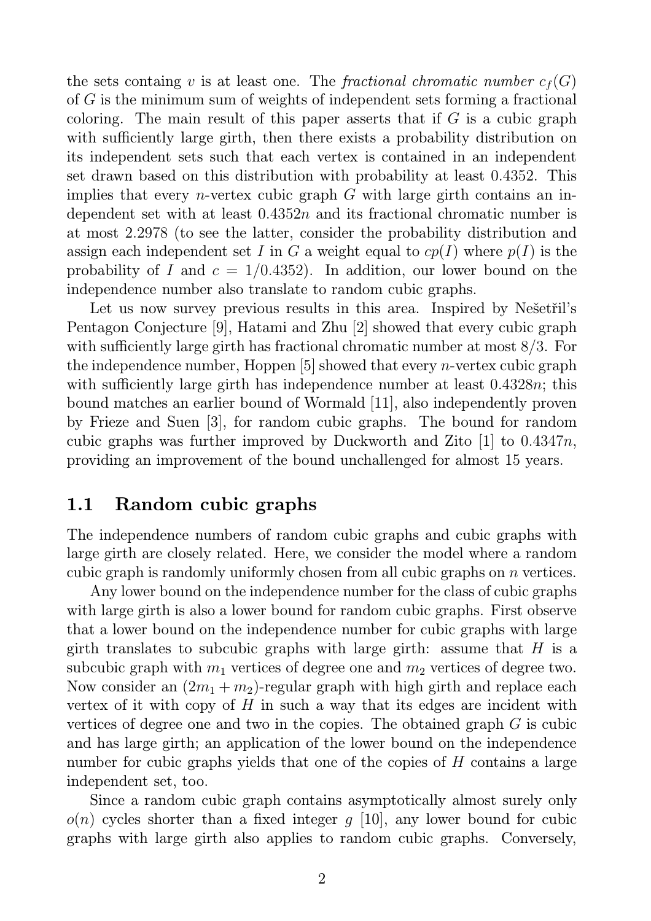the sets containg $v$ is at least one. The *fractional chromatic number* $c_f(G)$ of $G$ is the minimum sum of weights of independent sets forming a fractional coloring. The main result of this paper asserts that if $G$ is a cubic graph with sufficiently large girth, then there exists a probability distribution on its independent sets such that each vertex is contained in an independent set drawn based on this distribution with probability at least 0.4352. This implies that every $n$-vertex cubic graph $G$ with large girth contains an independent set with at least $0.4352n$ and its fractional chromatic number is at most 2.2978 (to see the latter, consider the probability distribution and assign each independent set $I$ in $G$ a weight equal to $cp(I)$ where $p(I)$ is the probability of $I$ and $c = 1/0.4352$). In addition, our lower bound on the independence number also translate to random cubic graphs.

Let us now survey previous results in this area. Inspired by Nešetřil's Pentagon Conjecture [9], Hatami and Zhu [2] showed that every cubic graph with sufficiently large girth has fractional chromatic number at most $8/3$. For the independence number, Hoppen [5] showed that every $n$-vertex cubic graph with sufficiently large girth has independence number at least $0.4328n$; this bound matches an earlier bound of Wormald [11], also independently proven by Frieze and Suen [3], for random cubic graphs. The bound for random cubic graphs was further improved by Duckworth and Zito [1] to $0.4347n$, providing an improvement of the bound unchallenged for almost 15 years.

## 1.1 Random cubic graphs

The independence numbers of random cubic graphs and cubic graphs with large girth are closely related. Here, we consider the model where a random cubic graph is randomly uniformly chosen from all cubic graphs on $n$ vertices.

Any lower bound on the independence number for the class of cubic graphs with large girth is also a lower bound for random cubic graphs. First observe that a lower bound on the independence number for cubic graphs with large girth translates to subcubic graphs with large girth: assume that $H$ is a subcubic graph with $m_1$ vertices of degree one and $m_2$ vertices of degree two. Now consider an $(2m_1 + m_2)$-regular graph with high girth and replace each vertex of it with copy of $H$ in such a way that its edges are incident with vertices of degree one and two in the copies. The obtained graph $G$ is cubic and has large girth; an application of the lower bound on the independence number for cubic graphs yields that one of the copies of $H$ contains a large independent set, too.

Since a random cubic graph contains asymptotically almost surely only $o(n)$ cycles shorter than a fixed integer $g$ [10], any lower bound for cubic graphs with large girth also applies to random cubic graphs. Conversely,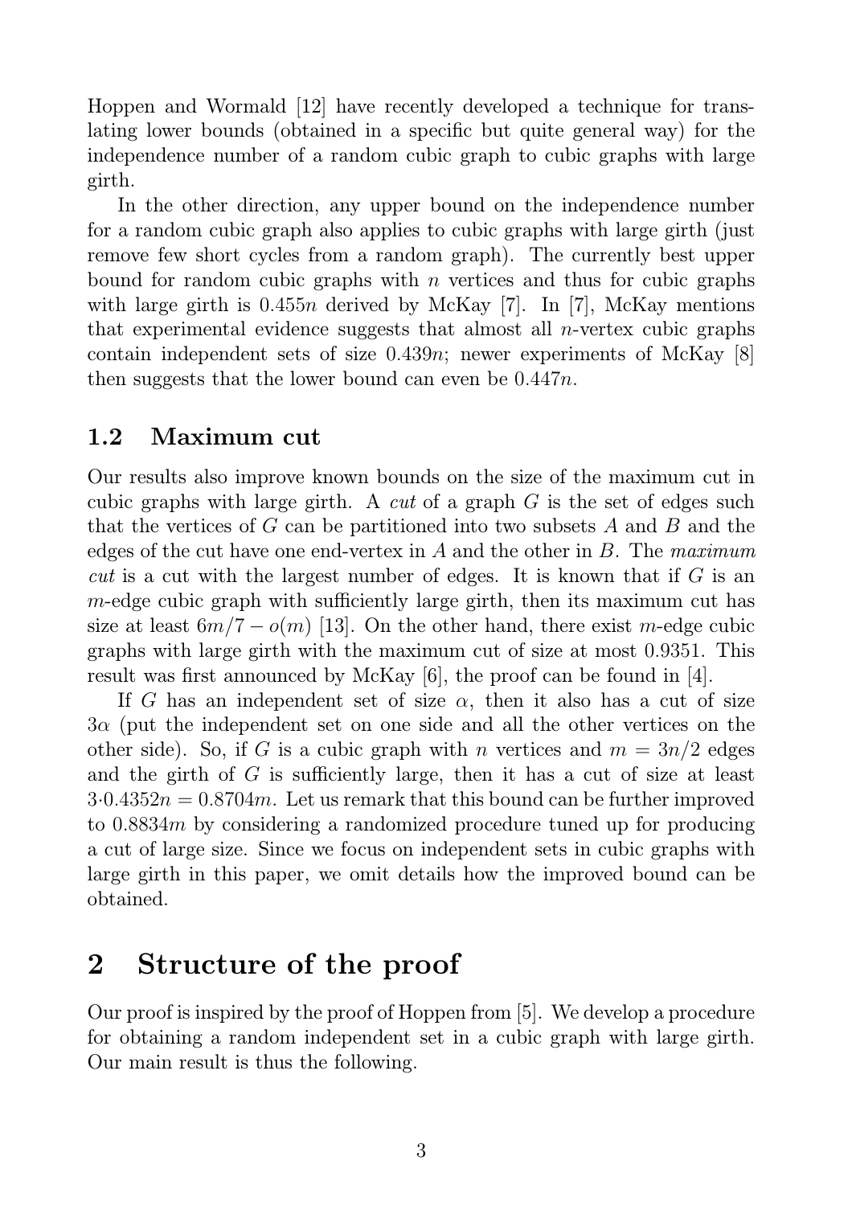Hoppen and Wormald [12] have recently developed a technique for translating lower bounds (obtained in a specific but quite general way) for the independence number of a random cubic graph to cubic graphs with large girth.

In the other direction, any upper bound on the independence number for a random cubic graph also applies to cubic graphs with large girth (just remove few short cycles from a random graph). The currently best upper bound for random cubic graphs with $n$ vertices and thus for cubic graphs with large girth is $0.455n$ derived by McKay [7]. In [7], McKay mentions that experimental evidence suggests that almost all $n$-vertex cubic graphs contain independent sets of size $0.439n$; newer experiments of McKay [8] then suggests that the lower bound can even be $0.447n$.

### 1.2 Maximum cut

Our results also improve known bounds on the size of the maximum cut in cubic graphs with large girth. A *cut* of a graph $G$ is the set of edges such that the vertices of $G$ can be partitioned into two subsets $A$ and $B$ and the edges of the cut have one end-vertex in $A$ and the other in $B$. The *maximum cut* is a cut with the largest number of edges. It is known that if $G$ is an $m$-edge cubic graph with sufficiently large girth, then its maximum cut has size at least $6m/7 - o(m)$ [13]. On the other hand, there exist $m$-edge cubic graphs with large girth with the maximum cut of size at most 0.9351. This result was first announced by McKay [6], the proof can be found in [4].

If $G$ has an independent set of size $\alpha$, then it also has a cut of size $3\alpha$ (put the independent set on one side and all the other vertices on the other side). So, if $G$ is a cubic graph with $n$ vertices and $m = 3n/2$ edges and the girth of $G$ is sufficiently large, then it has a cut of size at least $3{\cdot}0.4352n = 0.8704m$. Let us remark that this bound can be further improved to $0.8834m$ by considering a randomized procedure tuned up for producing a cut of large size. Since we focus on independent sets in cubic graphs with large girth in this paper, we omit details how the improved bound can be obtained.

## 2 Structure of the proof

Our proof is inspired by the proof of Hoppen from [5]. We develop a procedure for obtaining a random independent set in a cubic graph with large girth. Our main result is thus the following.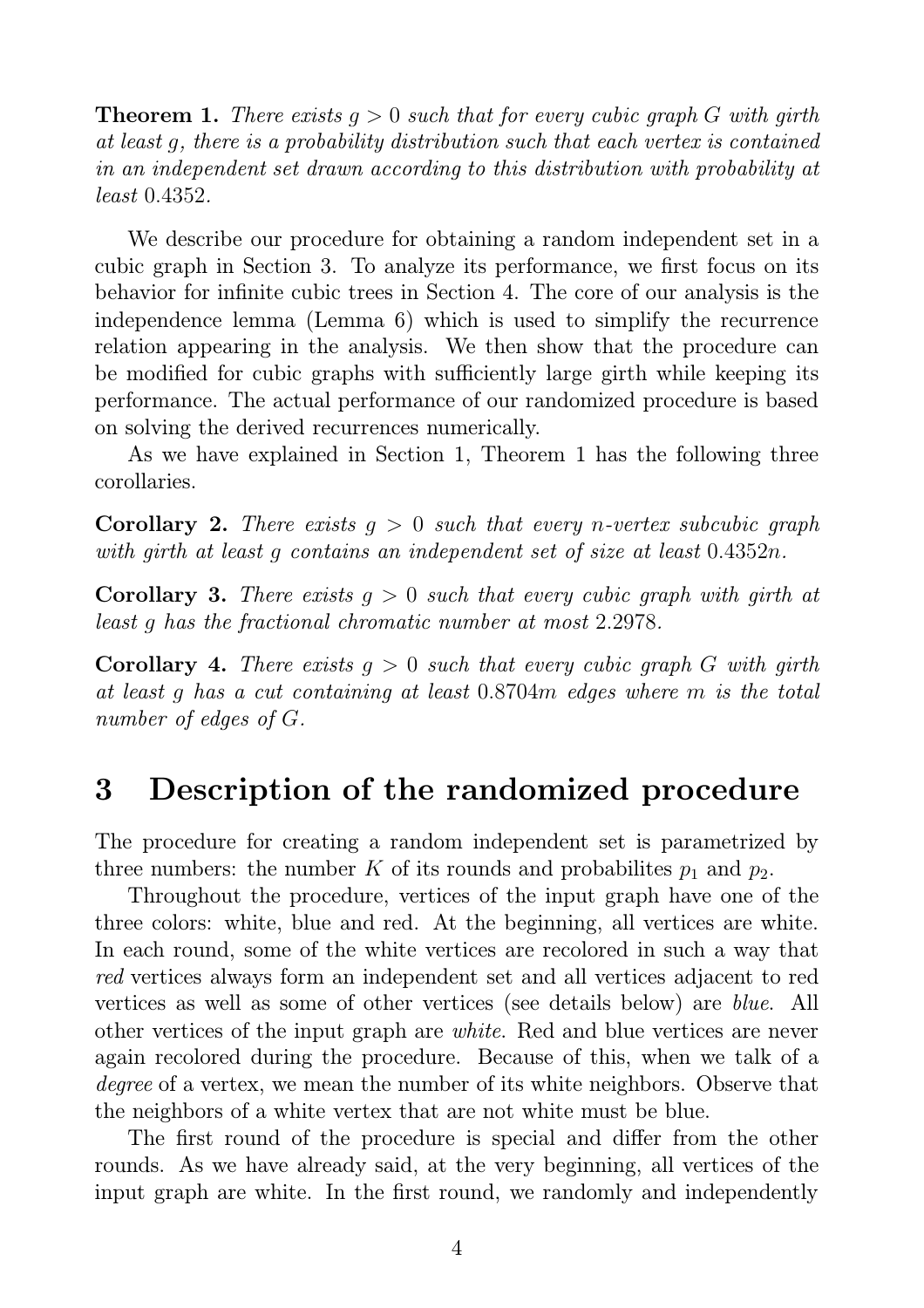**Theorem 1.** *There exists $g > 0$ such that for every cubic graph $G$ with girth at least $g$, there is a probability distribution such that each vertex is contained in an independent set drawn according to this distribution with probability at least 0.4352.*

We describe our procedure for obtaining a random independent set in a cubic graph in Section 3. To analyze its performance, we first focus on its behavior for infinite cubic trees in Section 4. The core of our analysis is the independence lemma (Lemma 6) which is used to simplify the recurrence relation appearing in the analysis. We then show that the procedure can be modified for cubic graphs with sufficiently large girth while keeping its performance. The actual performance of our randomized procedure is based on solving the derived recurrences numerically.

As we have explained in Section 1, Theorem 1 has the following three corollaries.

**Corollary 2.** *There exists $g > 0$ such that every $n$-vertex subcubic graph with girth at least $g$ contains an independent set of size at least $0.4352n$.*

**Corollary 3.** *There exists $g > 0$ such that every cubic graph with girth at least $g$ has the fractional chromatic number at most 2.2978.*

**Corollary 4.** *There exists $g > 0$ such that every cubic graph $G$ with girth at least $g$ has a cut containing at least $0.8704m$ edges where $m$ is the total number of edges of $G$.*

# 3 Description of the randomized procedure

The procedure for creating a random independent set is parametrized by three numbers: the number $K$ of its rounds and probabilites $p_1$ and $p_2$.

Throughout the procedure, vertices of the input graph have one of the three colors: white, blue and red. At the beginning, all vertices are white. In each round, some of the white vertices are recolored in such a way that *red* vertices always form an independent set and all vertices adjacent to red vertices as well as some of other vertices (see details below) are *blue*. All other vertices of the input graph are *white*. Red and blue vertices are never again recolored during the procedure. Because of this, when we talk of a *degree* of a vertex, we mean the number of its white neighbors. Observe that the neighbors of a white vertex that are not white must be blue.

The first round of the procedure is special and differ from the other rounds. As we have already said, at the very beginning, all vertices of the input graph are white. In the first round, we randomly and independently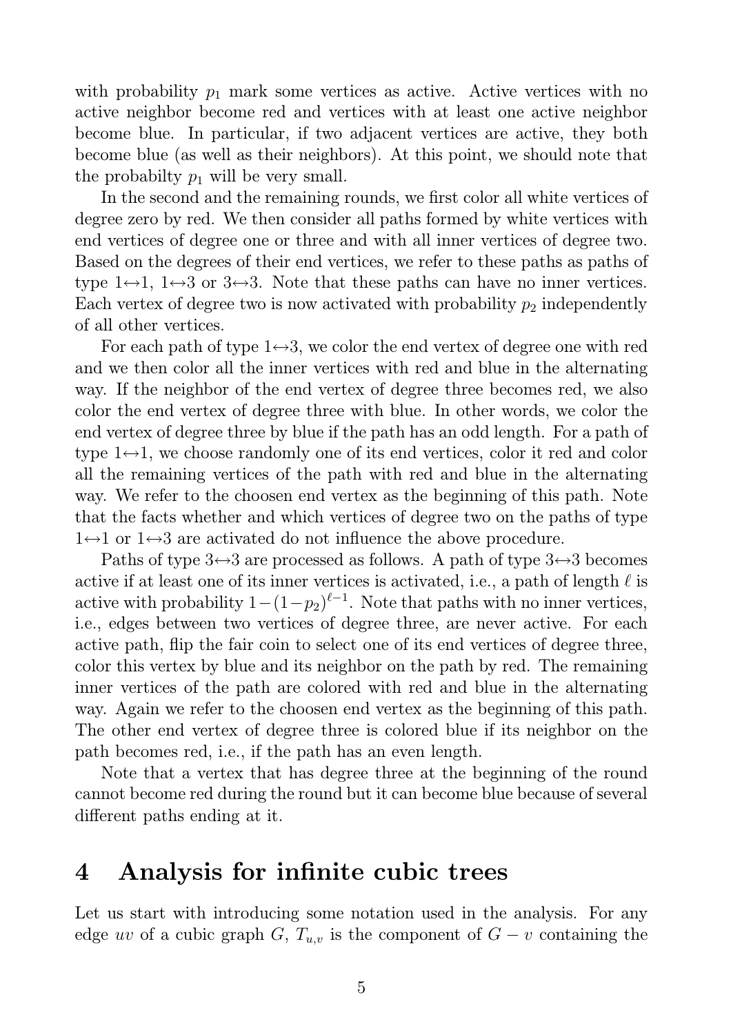with probability $p_1$ mark some vertices as active. Active vertices with no active neighbor become red and vertices with at least one active neighbor become blue. In particular, if two adjacent vertices are active, they both become blue (as well as their neighbors). At this point, we should note that the probabilty $p_1$ will be very small.

In the second and the remaining rounds, we first color all white vertices of degree zero by red. We then consider all paths formed by white vertices with end vertices of degree one or three and with all inner vertices of degree two. Based on the degrees of their end vertices, we refer to these paths as paths of type $1\leftrightarrow 1$, $1\leftrightarrow 3$ or $3\leftrightarrow 3$. Note that these paths can have no inner vertices. Each vertex of degree two is now activated with probability $p_2$ independently of all other vertices.

For each path of type $1\leftrightarrow 3$, we color the end vertex of degree one with red and we then color all the inner vertices with red and blue in the alternating way. If the neighbor of the end vertex of degree three becomes red, we also color the end vertex of degree three with blue. In other words, we color the end vertex of degree three by blue if the path has an odd length. For a path of type $1\leftrightarrow 1$, we choose randomly one of its end vertices, color it red and color all the remaining vertices of the path with red and blue in the alternating way. We refer to the choosen end vertex as the beginning of this path. Note that the facts whether and which vertices of degree two on the paths of type $1\leftrightarrow 1$ or $1\leftrightarrow 3$ are activated do not influence the above procedure.

Paths of type $3\leftrightarrow 3$ are processed as follows. A path of type $3\leftrightarrow 3$ becomes active if at least one of its inner vertices is activated, i.e., a path of length $\ell$ is active with probability $1-(1-p_2)^{\ell-1}$. Note that paths with no inner vertices, i.e., edges between two vertices of degree three, are never active. For each active path, flip the fair coin to select one of its end vertices of degree three, color this vertex by blue and its neighbor on the path by red. The remaining inner vertices of the path are colored with red and blue in the alternating way. Again we refer to the choosen end vertex as the beginning of this path. The other end vertex of degree three is colored blue if its neighbor on the path becomes red, i.e., if the path has an even length.

Note that a vertex that has degree three at the beginning of the round cannot become red during the round but it can become blue because of several different paths ending at it.

## 4 Analysis for infinite cubic trees

Let us start with introducing some notation used in the analysis. For any edge $uv$ of a cubic graph $G$, $T_{u,v}$ is the component of $G - v$ containing the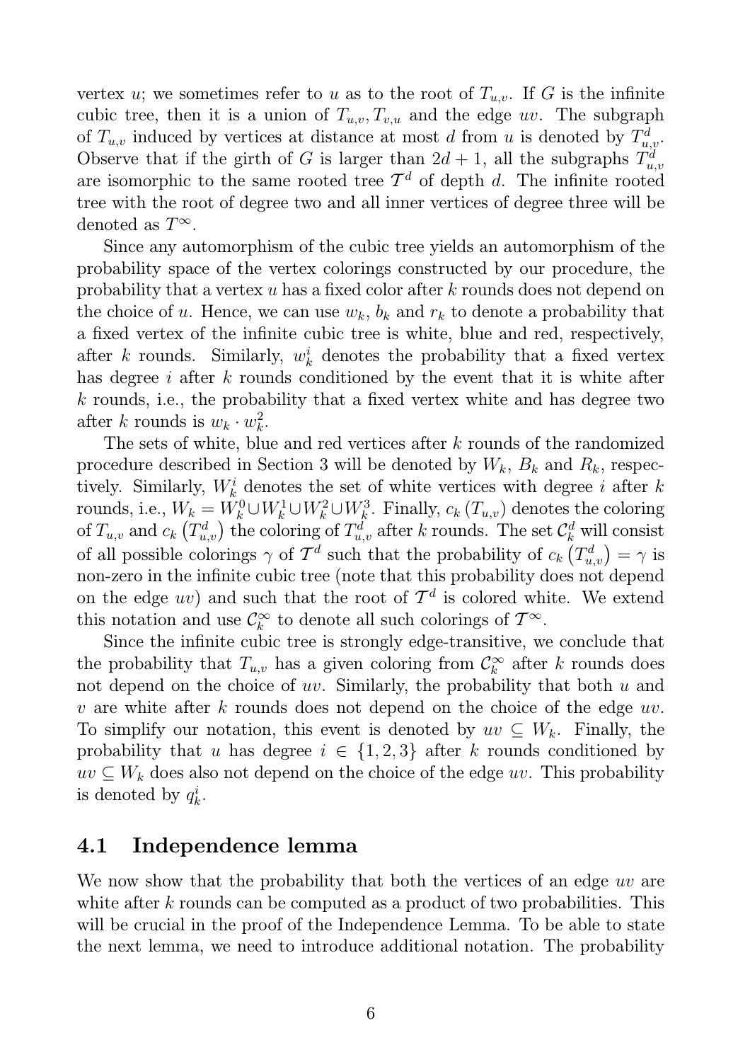vertex $u$; we sometimes refer to $u$ as to the root of $T_{u,v}$. If $G$ is the infinite cubic tree, then it is a union of $T_{u,v}, T_{v,u}$ and the edge $uv$. The subgraph of $T_{u,v}$ induced by vertices at distance at most $d$ from $u$ is denoted by $T^d_{u,v}$. Observe that if the girth of $G$ is larger than $2d+1$, all the subgraphs $T^d_{u,v}$ are isomorphic to the same rooted tree $\mathcal{T}^d$ of depth $d$. The infinite rooted tree with the root of degree two and all inner vertices of degree three will be denoted as $T^\infty$.

Since any automorphism of the cubic tree yields an automorphism of the probability space of the vertex colorings constructed by our procedure, the probability that a vertex $u$ has a fixed color after $k$ rounds does not depend on the choice of $u$. Hence, we can use $w_k$, $b_k$ and $r_k$ to denote a probability that a fixed vertex of the infinite cubic tree is white, blue and red, respectively, after $k$ rounds. Similarly, $w^i_k$ denotes the probability that a fixed vertex has degree $i$ after $k$ rounds conditioned by the event that it is white after $k$ rounds, i.e., the probability that a fixed vertex white and has degree two after $k$ rounds is $w_k \cdot w^2_k$.

The sets of white, blue and red vertices after $k$ rounds of the randomized procedure described in Section 3 will be denoted by $W_k$, $B_k$ and $R_k$, respectively. Similarly, $W^i_k$ denotes the set of white vertices with degree $i$ after $k$ rounds, i.e., $W_k = W^0_k \cup W^1_k \cup W^2_k \cup W^3_k$. Finally, $c_k(T_{u,v})$ denotes the coloring of $T_{u,v}$ and $c_k\left(T^d_{u,v}\right)$ the coloring of $T^d_{u,v}$ after $k$ rounds. The set $\mathcal{C}^d_k$ will consist of all possible colorings $\gamma$ of $\mathcal{T}^d$ such that the probability of $c_k\left(T^d_{u,v}\right) = \gamma$ is non-zero in the infinite cubic tree (note that this probability does not depend on the edge $uv$) and such that the root of $\mathcal{T}^d$ is colored white. We extend this notation and use $\mathcal{C}^\infty_k$ to denote all such colorings of $\mathcal{T}^\infty$.

Since the infinite cubic tree is strongly edge-transitive, we conclude that the probability that $T_{u,v}$ has a given coloring from $\mathcal{C}^\infty_k$ after $k$ rounds does not depend on the choice of $uv$. Similarly, the probability that both $u$ and $v$ are white after $k$ rounds does not depend on the choice of the edge $uv$. To simplify our notation, this event is denoted by $uv \subseteq W_k$. Finally, the probability that $u$ has degree $i \in \{1, 2, 3\}$ after $k$ rounds conditioned by $uv \subseteq W_k$ does also not depend on the choice of the edge $uv$. This probability is denoted by $q^i_k$.

## 4.1 Independence lemma

We now show that the probability that both the vertices of an edge $uv$ are white after $k$ rounds can be computed as a product of two probabilities. This will be crucial in the proof of the Independence Lemma. To be able to state the next lemma, we need to introduce additional notation. The probability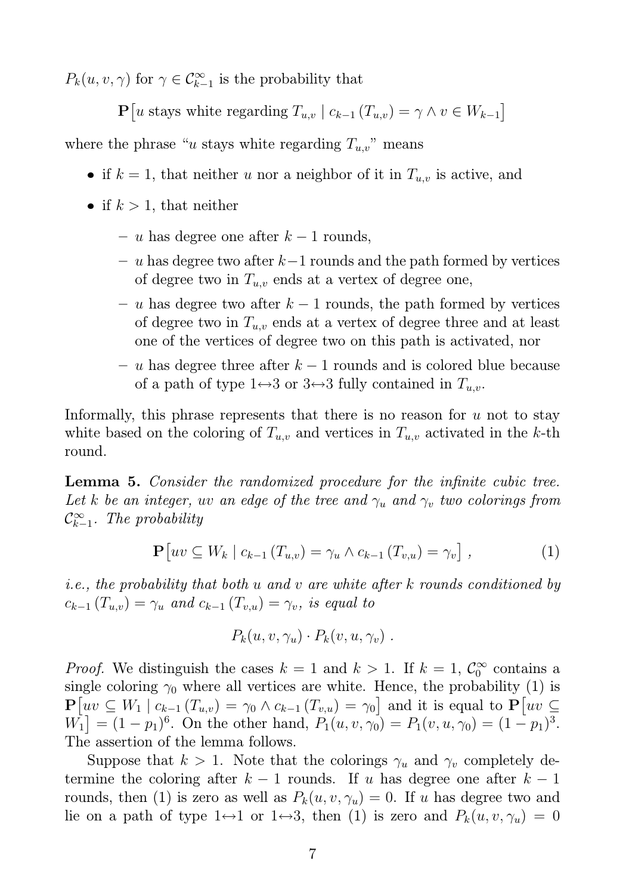$P_k(u, v, \gamma)$ for $\gamma \in \mathcal{C}^\infty_{k-1}$ is the probability that

$$\mathbf{P}\big[u \text{ stays white regarding } T_{u,v} \mid c_{k-1}(T_{u,v}) = \gamma \wedge v \in W_{k-1}\big]$$

where the phrase "$u$ stays white regarding $T_{u,v}$" means

- if $k = 1$, that neither $u$ nor a neighbor of it in $T_{u,v}$ is active, and
- if $k > 1$, that neither
  - $u$ has degree one after $k - 1$ rounds,
  - $u$ has degree two after $k-1$ rounds and the path formed by vertices of degree two in $T_{u,v}$ ends at a vertex of degree one,
  - $u$ has degree two after $k - 1$ rounds, the path formed by vertices of degree two in $T_{u,v}$ ends at a vertex of degree three and at least one of the vertices of degree two on this path is activated, nor
  - $u$ has degree three after $k - 1$ rounds and is colored blue because of a path of type $1\leftrightarrow 3$ or $3\leftrightarrow 3$ fully contained in $T_{u,v}$.

Informally, this phrase represents that there is no reason for $u$ not to stay white based on the coloring of $T_{u,v}$ and vertices in $T_{u,v}$ activated in the $k$-th round.

**Lemma 5.** *Consider the randomized procedure for the infinite cubic tree. Let $k$ be an integer, $uv$ an edge of the tree and $\gamma_u$ and $\gamma_v$ two colorings from $\mathcal{C}^\infty_{k-1}$. The probability*

$$\mathbf{P}\big[uv \subseteq W_k \mid c_{k-1}(T_{u,v}) = \gamma_u \wedge c_{k-1}(T_{v,u}) = \gamma_v\big] \;, \tag{1}$$

*i.e., the probability that both $u$ and $v$ are white after $k$ rounds conditioned by $c_{k-1}(T_{u,v}) = \gamma_u$ and $c_{k-1}(T_{v,u}) = \gamma_v$, is equal to*

$$P_k(u, v, \gamma_u) \cdot P_k(v, u, \gamma_v) \;.$$

*Proof.* We distinguish the cases $k = 1$ and $k > 1$. If $k = 1$, $\mathcal{C}^\infty_0$ contains a single coloring $\gamma_0$ where all vertices are white. Hence, the probability (1) is $\mathbf{P}\big[uv \subseteq W_1 \mid c_{k-1}(T_{u,v}) = \gamma_0 \wedge c_{k-1}(T_{v,u}) = \gamma_0\big]$ and it is equal to $\mathbf{P}\big[uv \subseteq W_1\big] = (1 - p_1)^6$. On the other hand, $P_1(u, v, \gamma_0) = P_1(v, u, \gamma_0) = (1 - p_1)^3$. The assertion of the lemma follows.

Suppose that $k > 1$. Note that the colorings $\gamma_u$ and $\gamma_v$ completely determine the coloring after $k - 1$ rounds. If $u$ has degree one after $k - 1$ rounds, then (1) is zero as well as $P_k(u, v, \gamma_u) = 0$. If $u$ has degree two and lie on a path of type $1\leftrightarrow 1$ or $1\leftrightarrow 3$, then (1) is zero and $P_k(u, v, \gamma_u) = 0$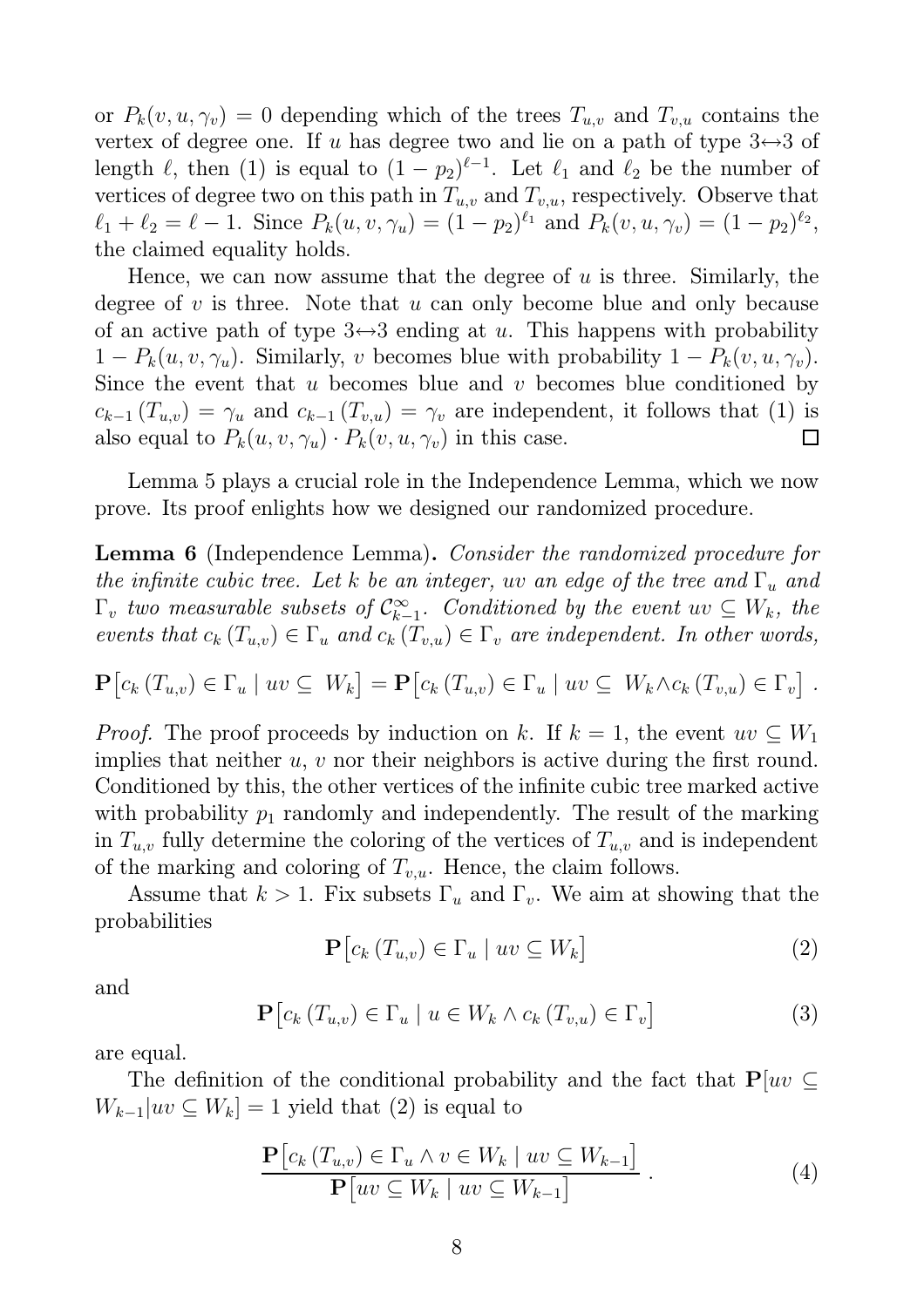or $P_k(v, u, \gamma_v) = 0$ depending which of the trees $T_{u,v}$ and $T_{v,u}$ contains the vertex of degree one. If $u$ has degree two and lie on a path of type $3\leftrightarrow 3$ of length $\ell$, then (1) is equal to $(1 - p_2)^{\ell-1}$. Let $\ell_1$ and $\ell_2$ be the number of vertices of degree two on this path in $T_{u,v}$ and $T_{v,u}$, respectively. Observe that $\ell_1 + \ell_2 = \ell - 1$. Since $P_k(u, v, \gamma_u) = (1 - p_2)^{\ell_1}$ and $P_k(v, u, \gamma_v) = (1 - p_2)^{\ell_2}$, the claimed equality holds.

Hence, we can now assume that the degree of $u$ is three. Similarly, the degree of $v$ is three. Note that $u$ can only become blue and only because of an active path of type $3\leftrightarrow 3$ ending at $u$. This happens with probability $1 - P_k(u, v, \gamma_u)$. Similarly, $v$ becomes blue with probability $1 - P_k(v, u, \gamma_v)$. Since the event that $u$ becomes blue and $v$ becomes blue conditioned by $c_{k-1}(T_{u,v}) = \gamma_u$ and $c_{k-1}(T_{v,u}) = \gamma_v$ are independent, it follows that (1) is also equal to $P_k(u, v, \gamma_u) \cdot P_k(v, u, \gamma_v)$ in this case. □

Lemma 5 plays a crucial role in the Independence Lemma, which we now prove. Its proof enlights how we designed our randomized procedure.

**Lemma 6** (Independence Lemma)**.** *Consider the randomized procedure for the infinite cubic tree. Let $k$ be an integer, $uv$ an edge of the tree and $\Gamma_u$ and $\Gamma_v$ two measurable subsets of $\mathcal{C}_{k-1}^{\infty}$. Conditioned by the event $uv \subseteq W_k$, the events that $c_k(T_{u,v}) \in \Gamma_u$ and $c_k(T_{v,u}) \in \Gamma_v$ are independent. In other words,*

$$\mathbf{P}\big[c_k(T_{u,v}) \in \Gamma_u \mid uv \subseteq W_k\big] = \mathbf{P}\big[c_k(T_{u,v}) \in \Gamma_u \mid uv \subseteq W_k \wedge c_k(T_{v,u}) \in \Gamma_v\big] .$$

*Proof.* The proof proceeds by induction on $k$. If $k = 1$, the event $uv \subseteq W_1$ implies that neither $u$, $v$ nor their neighbors is active during the first round. Conditioned by this, the other vertices of the infinite cubic tree marked active with probability $p_1$ randomly and independently. The result of the marking in $T_{u,v}$ fully determine the coloring of the vertices of $T_{u,v}$ and is independent of the marking and coloring of $T_{v,u}$. Hence, the claim follows.

Assume that $k > 1$. Fix subsets $\Gamma_u$ and $\Gamma_v$. We aim at showing that the probabilities

$$\mathbf{P}\big[c_k(T_{u,v}) \in \Gamma_u \mid uv \subseteq W_k\big] \tag{2}$$

and

$$\mathbf{P}\big[c_k(T_{u,v}) \in \Gamma_u \mid u \in W_k \wedge c_k(T_{v,u}) \in \Gamma_v\big] \tag{3}$$

are equal.

The definition of the conditional probability and the fact that $\mathbf{P}[uv \subseteq W_{k-1} | uv \subseteq W_k] = 1$ yield that (2) is equal to

$$\frac{\mathbf{P}\big[c_k(T_{u,v}) \in \Gamma_u \wedge v \in W_k \mid uv \subseteq W_{k-1}\big]}{\mathbf{P}\big[uv \subseteq W_k \mid uv \subseteq W_{k-1}\big]} . \tag{4}$$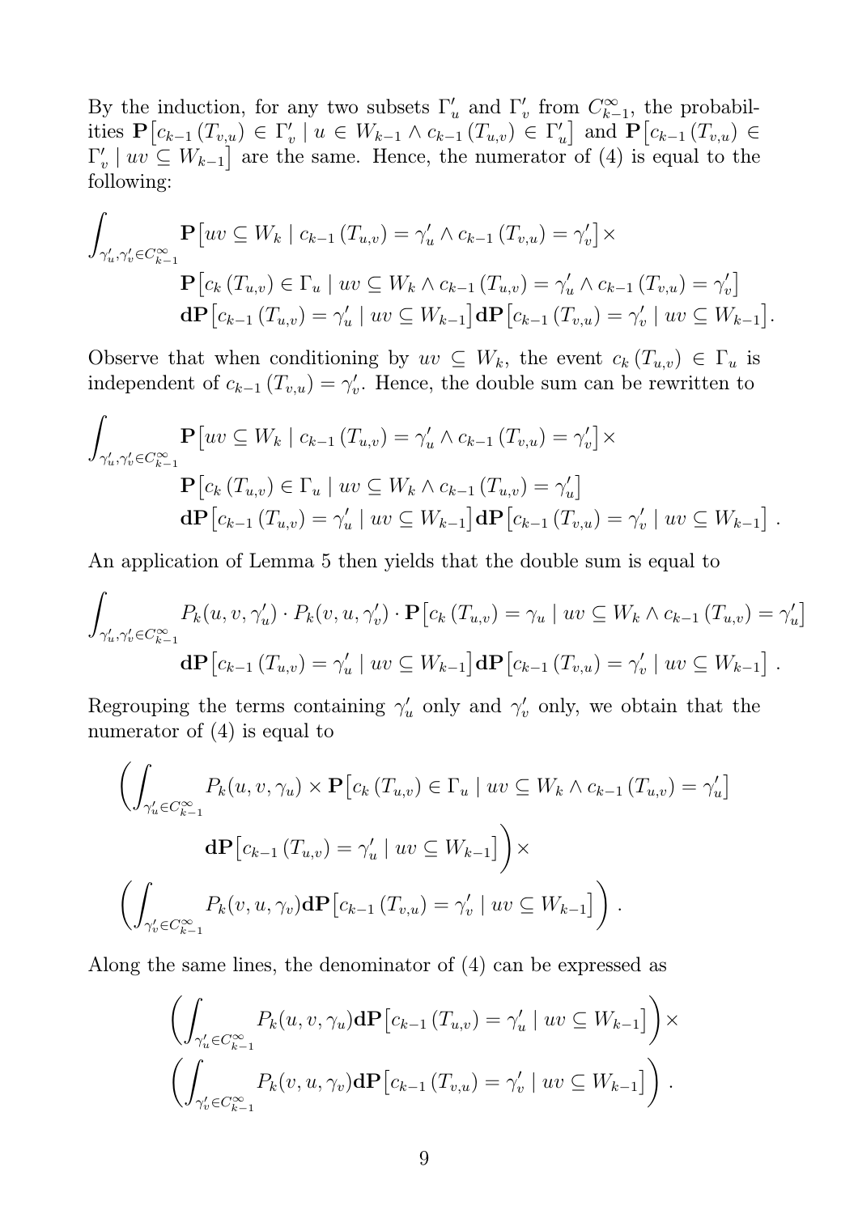By the induction, for any two subsets $\Gamma'_u$ and $\Gamma'_v$ from $C^{\infty}_{k-1}$, the probabilities $\mathbf{P}\big[c_{k-1}(T_{v,u}) \in \Gamma'_v \mid u \in W_{k-1} \wedge c_{k-1}(T_{u,v}) \in \Gamma'_u\big]$ and $\mathbf{P}\big[c_{k-1}(T_{v,u}) \in \Gamma'_v \mid uv \subseteq W_{k-1}\big]$ are the same. Hence, the numerator of (4) is equal to the following:

$$\int_{\gamma'_u,\gamma'_v \in C^{\infty}_{k-1}} \mathbf{P}\big[uv \subseteq W_k \mid c_{k-1}(T_{u,v}) = \gamma'_u \wedge c_{k-1}(T_{v,u}) = \gamma'_v\big] \times$$
$$\mathbf{P}\big[c_k(T_{u,v}) \in \Gamma_u \mid uv \subseteq W_k \wedge c_{k-1}(T_{u,v}) = \gamma'_u \wedge c_{k-1}(T_{v,u}) = \gamma'_v\big]$$
$$\mathbf{dP}\big[c_{k-1}(T_{u,v}) = \gamma'_u \mid uv \subseteq W_{k-1}\big]\mathbf{dP}\big[c_{k-1}(T_{v,u}) = \gamma'_v \mid uv \subseteq W_{k-1}\big].$$

Observe that when conditioning by $uv \subseteq W_k$, the event $c_k(T_{u,v}) \in \Gamma_u$ is independent of $c_{k-1}(T_{v,u}) = \gamma'_v$. Hence, the double sum can be rewritten to

$$\int_{\gamma'_u,\gamma'_v \in C^{\infty}_{k-1}} \mathbf{P}\big[uv \subseteq W_k \mid c_{k-1}(T_{u,v}) = \gamma'_u \wedge c_{k-1}(T_{v,u}) = \gamma'_v\big] \times$$
$$\mathbf{P}\big[c_k(T_{u,v}) \in \Gamma_u \mid uv \subseteq W_k \wedge c_{k-1}(T_{u,v}) = \gamma'_u\big]$$
$$\mathbf{dP}\big[c_{k-1}(T_{u,v}) = \gamma'_u \mid uv \subseteq W_{k-1}\big]\mathbf{dP}\big[c_{k-1}(T_{v,u}) = \gamma'_v \mid uv \subseteq W_{k-1}\big]\ .$$

An application of Lemma 5 then yields that the double sum is equal to

$$\int_{\gamma'_u,\gamma'_v \in C^{\infty}_{k-1}} P_k(u,v,\gamma'_u) \cdot P_k(v,u,\gamma'_v) \cdot \mathbf{P}\big[c_k(T_{u,v}) = \gamma_u \mid uv \subseteq W_k \wedge c_{k-1}(T_{u,v}) = \gamma'_u\big]$$
$$\mathbf{dP}\big[c_{k-1}(T_{u,v}) = \gamma'_u \mid uv \subseteq W_{k-1}\big]\mathbf{dP}\big[c_{k-1}(T_{v,u}) = \gamma'_v \mid uv \subseteq W_{k-1}\big]\ .$$

Regrouping the terms containing $\gamma'_u$ only and $\gamma'_v$ only, we obtain that the numerator of (4) is equal to

$$\left(\int_{\gamma'_u \in C^{\infty}_{k-1}} P_k(u,v,\gamma_u) \times \mathbf{P}\big[c_k(T_{u,v}) \in \Gamma_u \mid uv \subseteq W_k \wedge c_{k-1}(T_{u,v}) = \gamma'_u\big]\right.$$
$$\left.\mathbf{dP}\big[c_{k-1}(T_{u,v}) = \gamma'_u \mid uv \subseteq W_{k-1}\big]\right) \times$$
$$\left(\int_{\gamma'_v \in C^{\infty}_{k-1}} P_k(v,u,\gamma_v)\mathbf{dP}\big[c_{k-1}(T_{v,u}) = \gamma'_v \mid uv \subseteq W_{k-1}\big]\right)\ .$$

Along the same lines, the denominator of (4) can be expressed as

$$\left(\int_{\gamma'_u \in C^{\infty}_{k-1}} P_k(u,v,\gamma_u)\mathbf{dP}\big[c_{k-1}(T_{u,v}) = \gamma'_u \mid uv \subseteq W_{k-1}\big]\right) \times$$
$$\left(\int_{\gamma'_v \in C^{\infty}_{k-1}} P_k(v,u,\gamma_v)\mathbf{dP}\big[c_{k-1}(T_{v,u}) = \gamma'_v \mid uv \subseteq W_{k-1}\big]\right)\ .$$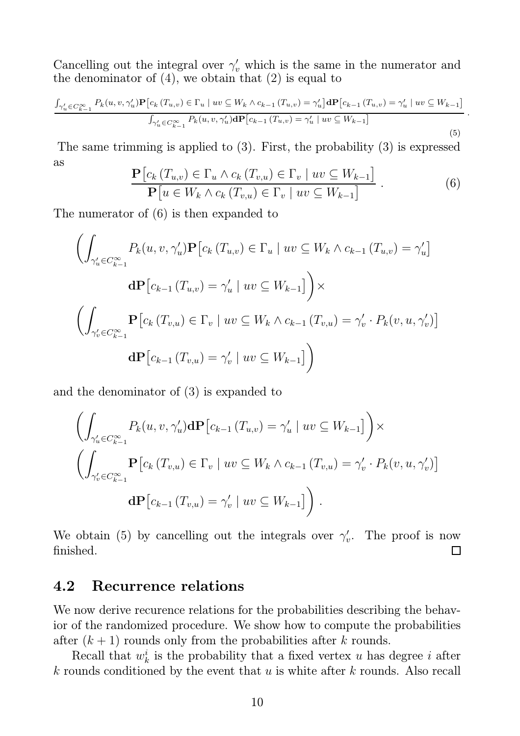Cancelling out the integral over $\gamma'_v$ which is the same in the numerator and the denominator of (4), we obtain that (2) is equal to

$$\frac{\int_{\gamma'_u \in C_{k-1}^\infty} P_k(u,v,\gamma'_u)\mathbf{P}\big[c_k\left(T_{u,v}\right) \in \Gamma_u \mid uv \subseteq W_k \wedge c_{k-1}\left(T_{u,v}\right) = \gamma'_u\big]\mathbf{dP}\big[c_{k-1}\left(T_{u,v}\right) = \gamma'_u \mid uv \subseteq W_{k-1}\big]}{\int_{\gamma'_u \in C_{k-1}^\infty} P_k(u,v,\gamma'_u)\mathbf{dP}\big[c_{k-1}\left(T_{u,v}\right) = \gamma'_u \mid uv \subseteq W_{k-1}\big]} . \tag{5}$$

The same trimming is applied to (3). First, the probability (3) is expressed as

$$\frac{\mathbf{P}\big[c_k\left(T_{u,v}\right) \in \Gamma_u \wedge c_k\left(T_{v,u}\right) \in \Gamma_v \mid uv \subseteq W_{k-1}\big]}{\mathbf{P}\big[u \in W_k \wedge c_k\left(T_{v,u}\right) \in \Gamma_v \mid uv \subseteq W_{k-1}\big]} . \tag{6}$$

The numerator of (6) is then expanded to

$$\begin{aligned}
&\Bigg(\int_{\gamma'_u \in C_{k-1}^\infty} P_k(u,v,\gamma'_u)\mathbf{P}\big[c_k\left(T_{u,v}\right) \in \Gamma_u \mid uv \subseteq W_k \wedge c_{k-1}\left(T_{u,v}\right) = \gamma'_u\big] \\
&\qquad \mathbf{dP}\big[c_{k-1}\left(T_{u,v}\right) = \gamma'_u \mid uv \subseteq W_{k-1}\big]\Bigg) \times \\
&\Bigg(\int_{\gamma'_v \in C_{k-1}^\infty} \mathbf{P}\big[c_k\left(T_{v,u}\right) \in \Gamma_v \mid uv \subseteq W_k \wedge c_{k-1}\left(T_{v,u}\right) = \gamma'_v \cdot P_k(v,u,\gamma'_v)\big] \\
&\qquad \mathbf{dP}\big[c_{k-1}\left(T_{v,u}\right) = \gamma'_v \mid uv \subseteq W_{k-1}\big]\Bigg)
\end{aligned}$$

and the denominator of (3) is expanded to

$$\begin{aligned}
&\Bigg(\int_{\gamma'_u \in C_{k-1}^\infty} P_k(u,v,\gamma'_u)\mathbf{dP}\big[c_{k-1}\left(T_{u,v}\right) = \gamma'_u \mid uv \subseteq W_{k-1}\big]\Bigg) \times \\
&\Bigg(\int_{\gamma'_v \in C_{k-1}^\infty} \mathbf{P}\big[c_k\left(T_{v,u}\right) \in \Gamma_v \mid uv \subseteq W_k \wedge c_{k-1}\left(T_{v,u}\right) = \gamma'_v \cdot P_k(v,u,\gamma'_v)\big] \\
&\qquad \mathbf{dP}\big[c_{k-1}\left(T_{v,u}\right) = \gamma'_v \mid uv \subseteq W_{k-1}\big]\Bigg) .
\end{aligned}$$

We obtain (5) by cancelling out the integrals over $\gamma'_v$. The proof is now finished. □

## 4.2 Recurrence relations

We now derive recurence relations for the probabilities describing the behavior of the randomized procedure. We show how to compute the probabilities after $(k+1)$ rounds only from the probabilities after $k$ rounds.

Recall that $w_k^i$ is the probability that a fixed vertex $u$ has degree $i$ after $k$ rounds conditioned by the event that $u$ is white after $k$ rounds. Also recall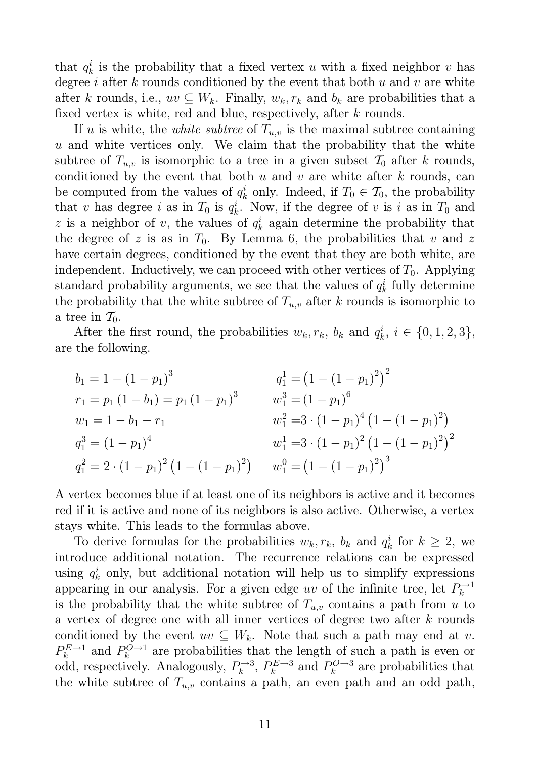that $q_k^i$ is the probability that a fixed vertex $u$ with a fixed neighbor $v$ has degree $i$ after $k$ rounds conditioned by the event that both $u$ and $v$ are white after $k$ rounds, i.e., $uv \subseteq W_k$. Finally, $w_k, r_k$ and $b_k$ are probabilities that a fixed vertex is white, red and blue, respectively, after $k$ rounds.

If $u$ is white, the *white subtree* of $T_{u,v}$ is the maximal subtree containing $u$ and white vertices only. We claim that the probability that the white subtree of $T_{u,v}$ is isomorphic to a tree in a given subset $\mathcal{T}_0$ after $k$ rounds, conditioned by the event that both $u$ and $v$ are white after $k$ rounds, can be computed from the values of $q_k^i$ only. Indeed, if $T_0 \in \mathcal{T}_0$, the probability that $v$ has degree $i$ as in $T_0$ is $q_k^i$. Now, if the degree of $v$ is $i$ as in $T_0$ and $z$ is a neighbor of $v$, the values of $q_k^i$ again determine the probability that the degree of $z$ is as in $T_0$. By Lemma 6, the probabilities that $v$ and $z$ have certain degrees, conditioned by the event that they are both white, are independent. Inductively, we can proceed with other vertices of $T_0$. Applying standard probability arguments, we see that the values of $q_k^i$ fully determine the probability that the white subtree of $T_{u,v}$ after $k$ rounds is isomorphic to a tree in $\mathcal{T}_0$.

After the first round, the probabilities $w_k, r_k$, $b_k$ and $q_k^i$, $i \in \{0, 1, 2, 3\}$, are the following.

$$
\begin{aligned}
b_1 &= 1 - (1-p_1)^3 & q_1^1 &= \left(1-(1-p_1)^2\right)^2 \\
r_1 &= p_1(1-b_1) = p_1(1-p_1)^3 & w_1^3 &= (1-p_1)^6 \\
w_1 &= 1 - b_1 - r_1 & w_1^2 &= 3\cdot(1-p_1)^4\left(1-(1-p_1)^2\right) \\
q_1^3 &= (1-p_1)^4 & w_1^1 &= 3\cdot(1-p_1)^2\left(1-(1-p_1)^2\right)^2 \\
q_1^2 &= 2\cdot(1-p_1)^2\left(1-(1-p_1)^2\right) & w_1^0 &= \left(1-(1-p_1)^2\right)^3
\end{aligned}
$$

A vertex becomes blue if at least one of its neighbors is active and it becomes red if it is active and none of its neighbors is also active. Otherwise, a vertex stays white. This leads to the formulas above.

To derive formulas for the probabilities $w_k, r_k$, $b_k$ and $q_k^i$ for $k \geq 2$, we introduce additional notation. The recurrence relations can be expressed using $q_k^i$ only, but additional notation will help us to simplify expressions appearing in our analysis. For a given edge $uv$ of the infinite tree, let $P_k^{\to 1}$ is the probability that the white subtree of $T_{u,v}$ contains a path from $u$ to a vertex of degree one with all inner vertices of degree two after $k$ rounds conditioned by the event $uv \subseteq W_k$. Note that such a path may end at $v$. $P_k^{E\to 1}$ and $P_k^{O\to 1}$ are probabilities that the length of such a path is even or odd, respectively. Analogously, $P_k^{\to 3}$, $P_k^{E\to 3}$ and $P_k^{O\to 3}$ are probabilities that the white subtree of $T_{u,v}$ contains a path, an even path and an odd path,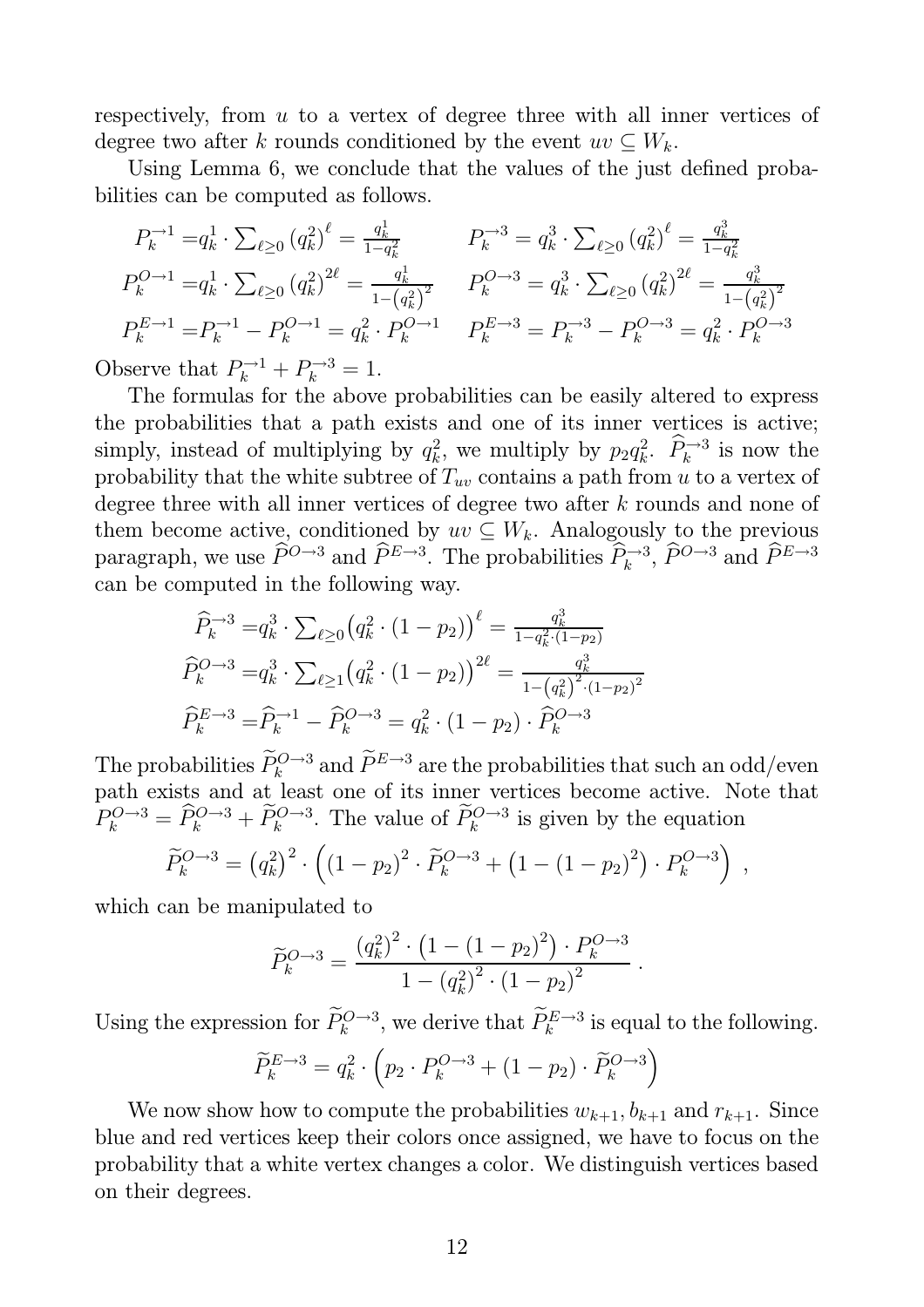respectively, from $u$ to a vertex of degree three with all inner vertices of degree two after $k$ rounds conditioned by the event $uv \subseteq W_k$.

Using Lemma 6, we conclude that the values of the just defined probabilities can be computed as follows.

$$
\begin{aligned}
P_k^{\to 1} &= q_k^1 \cdot \textstyle\sum_{\ell \geq 0} \left(q_k^2\right)^{\ell} = \frac{q_k^1}{1-q_k^2} & P_k^{\to 3} &= q_k^3 \cdot \textstyle\sum_{\ell \geq 0} \left(q_k^2\right)^{\ell} = \frac{q_k^3}{1-q_k^2} \\
P_k^{O\to 1} &= q_k^1 \cdot \textstyle\sum_{\ell \geq 0} \left(q_k^2\right)^{2\ell} = \frac{q_k^1}{1-\left(q_k^2\right)^2} & P_k^{O\to 3} &= q_k^3 \cdot \textstyle\sum_{\ell \geq 0} \left(q_k^2\right)^{2\ell} = \frac{q_k^3}{1-\left(q_k^2\right)^2} \\
P_k^{E\to 1} &= P_k^{\to 1} - P_k^{O\to 1} = q_k^2 \cdot P_k^{O\to 1} & P_k^{E\to 3} &= P_k^{\to 3} - P_k^{O\to 3} = q_k^2 \cdot P_k^{O\to 3}
\end{aligned}
$$

Observe that $P_k^{\to 1} + P_k^{\to 3} = 1$.

The formulas for the above probabilities can be easily altered to express the probabilities that a path exists and one of its inner vertices is active; simply, instead of multiplying by $q_k^2$, we multiply by $p_2 q_k^2$. $\widehat{P}_k^{\to 3}$ is now the probability that the white subtree of $T_{uv}$ contains a path from $u$ to a vertex of degree three with all inner vertices of degree two after $k$ rounds and none of them become active, conditioned by $uv \subseteq W_k$. Analogously to the previous paragraph, we use $\widehat{P}^{O\to 3}$ and $\widehat{P}^{E\to 3}$. The probabilities $\widehat{P}_k^{\to 3}$, $\widehat{P}^{O\to 3}$ and $\widehat{P}^{E\to 3}$ can be computed in the following way.

$$
\begin{aligned}
\widehat{P}_k^{\to 3} &= q_k^3 \cdot \textstyle\sum_{\ell \geq 0} \left(q_k^2 \cdot (1-p_2)\right)^{\ell} = \frac{q_k^3}{1-q_k^2 \cdot (1-p_2)} \\
\widehat{P}_k^{O\to 3} &= q_k^3 \cdot \textstyle\sum_{\ell \geq 1} \left(q_k^2 \cdot (1-p_2)\right)^{2\ell} = \frac{q_k^3}{1-\left(q_k^2\right)^2 \cdot (1-p_2)^2} \\
\widehat{P}_k^{E\to 3} &= \widehat{P}_k^{\to 1} - \widehat{P}_k^{O\to 3} = q_k^2 \cdot (1-p_2) \cdot \widehat{P}_k^{O\to 3}
\end{aligned}
$$

The probabilities $\widetilde{P}_k^{O\to 3}$ and $\widetilde{P}^{E\to 3}$ are the probabilities that such an odd/even path exists and at least one of its inner vertices become active. Note that $P_k^{O\to 3} = \widehat{P}_k^{O\to 3} + \widetilde{P}_k^{O\to 3}$. The value of $\widetilde{P}_k^{O\to 3}$ is given by the equation

$$
\widetilde{P}_k^{O\to 3} = \left(q_k^2\right)^2 \cdot \left( (1-p_2)^2 \cdot \widetilde{P}_k^{O\to 3} + \left(1-(1-p_2)^2\right) \cdot P_k^{O\to 3} \right) ,
$$

which can be manipulated to

$$
\widetilde{P}_k^{O\to 3} = \frac{\left(q_k^2\right)^2 \cdot \left(1-(1-p_2)^2\right) \cdot P_k^{O\to 3}}{1-\left(q_k^2\right)^2 \cdot (1-p_2)^2} .
$$

Using the expression for $\widetilde{P}_k^{O\to 3}$, we derive that $\widetilde{P}_k^{E\to 3}$ is equal to the following.

$$
\widetilde{P}_k^{E\to 3} = q_k^2 \cdot \left( p_2 \cdot P_k^{O\to 3} + (1-p_2) \cdot \widetilde{P}_k^{O\to 3} \right)
$$

We now show how to compute the probabilities $w_{k+1}, b_{k+1}$ and $r_{k+1}$. Since blue and red vertices keep their colors once assigned, we have to focus on the probability that a white vertex changes a color. We distinguish vertices based on their degrees.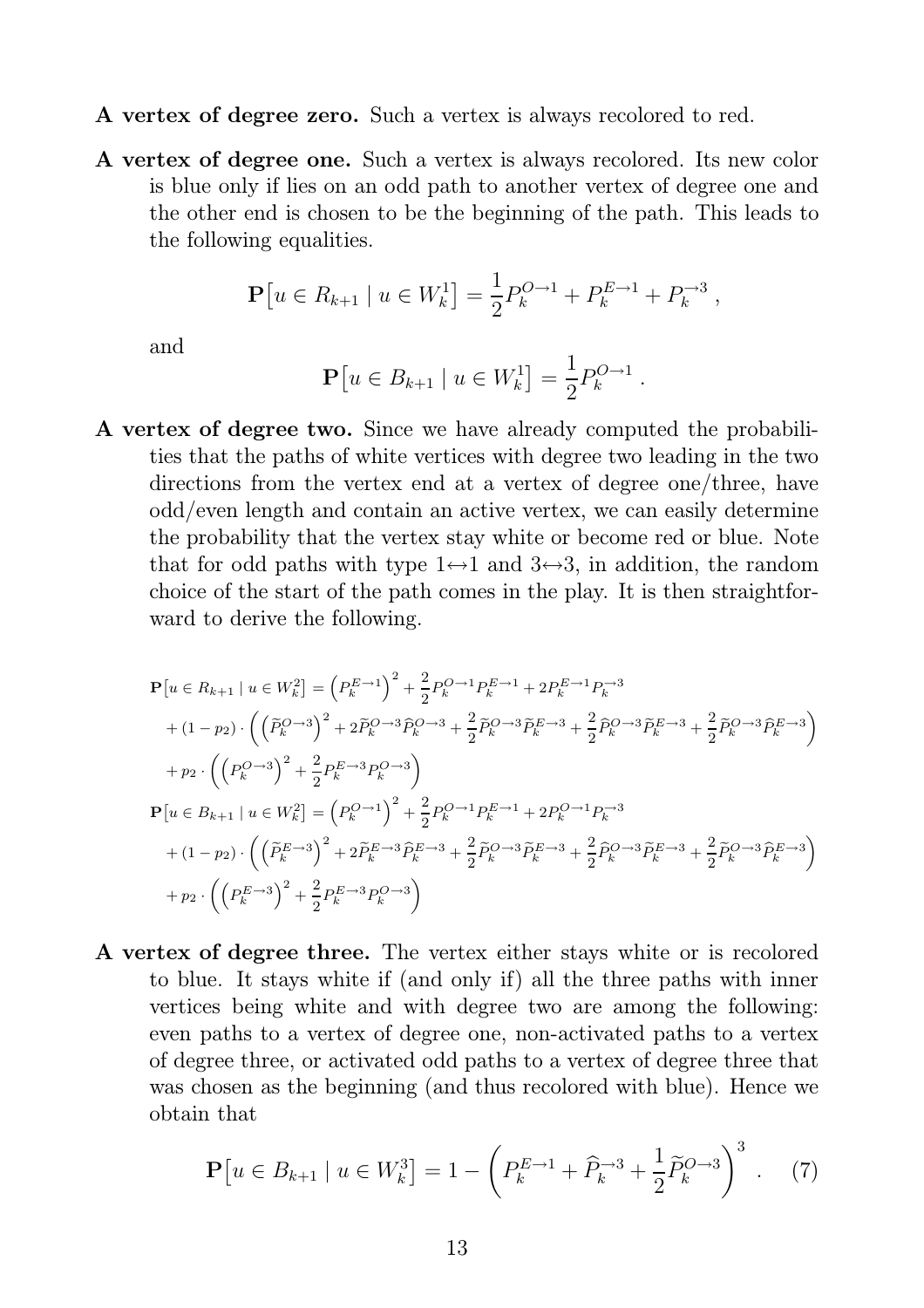**A vertex of degree zero.** Such a vertex is always recolored to red.

**A vertex of degree one.** Such a vertex is always recolored. Its new color is blue only if lies on an odd path to another vertex of degree one and the other end is chosen to be the beginning of the path. This leads to the following equalities.

$$\mathbf{P}\big[u \in R_{k+1} \mid u \in W_k^1\big] = \frac{1}{2}P_k^{O\to 1} + P_k^{E\to 1} + P_k^{\to 3}\,,$$

and

$$\mathbf{P}\big[u \in B_{k+1} \mid u \in W_k^1\big] = \frac{1}{2}P_k^{O\to 1}\,.$$

**A vertex of degree two.** Since we have already computed the probabilities that the paths of white vertices with degree two leading in the two directions from the vertex end at a vertex of degree one/three, have odd/even length and contain an active vertex, we can easily determine the probability that the vertex stay white or become red or blue. Note that for odd paths with type $1\leftrightarrow 1$ and $3\leftrightarrow 3$, in addition, the random choice of the start of the path comes in the play. It is then straightforward to derive the following.

$$\begin{aligned}
\mathbf{P}\big[u \in R_{k+1} \mid u \in W_k^2\big] &= \left(P_k^{E\to 1}\right)^2 + \frac{2}{2}P_k^{O\to 1}P_k^{E\to 1} + 2P_k^{E\to 1}P_k^{\to 3}\\
&+ (1-p_2)\cdot\left(\left(\widetilde{P}_k^{O\to 3}\right)^2 + 2\widetilde{P}_k^{O\to 3}\widehat{P}_k^{O\to 3} + \frac{2}{2}\widetilde{P}_k^{O\to 3}\widetilde{P}_k^{E\to 3} + \frac{2}{2}\widehat{P}_k^{O\to 3}\widetilde{P}_k^{E\to 3} + \frac{2}{2}\widetilde{P}_k^{O\to 3}\widehat{P}_k^{E\to 3}\right)\\
&+ p_2\cdot\left(\left(P_k^{O\to 3}\right)^2 + \frac{2}{2}P_k^{E\to 3}P_k^{O\to 3}\right)\\
\mathbf{P}\big[u \in B_{k+1} \mid u \in W_k^2\big] &= \left(P_k^{O\to 1}\right)^2 + \frac{2}{2}P_k^{O\to 1}P_k^{E\to 1} + 2P_k^{O\to 1}P_k^{\to 3}\\
&+ (1-p_2)\cdot\left(\left(\widetilde{P}_k^{E\to 3}\right)^2 + 2\widetilde{P}_k^{E\to 3}\widehat{P}_k^{E\to 3} + \frac{2}{2}\widetilde{P}_k^{O\to 3}\widetilde{P}_k^{E\to 3} + \frac{2}{2}\widehat{P}_k^{O\to 3}\widetilde{P}_k^{E\to 3} + \frac{2}{2}\widetilde{P}_k^{O\to 3}\widehat{P}_k^{E\to 3}\right)\\
&+ p_2\cdot\left(\left(P_k^{E\to 3}\right)^2 + \frac{2}{2}P_k^{E\to 3}P_k^{O\to 3}\right)
\end{aligned}$$

**A vertex of degree three.** The vertex either stays white or is recolored to blue. It stays white if (and only if) all the three paths with inner vertices being white and with degree two are among the following: even paths to a vertex of degree one, non-activated paths to a vertex of degree three, or activated odd paths to a vertex of degree three that was chosen as the beginning (and thus recolored with blue). Hence we obtain that

$$\mathbf{P}\big[u \in B_{k+1} \mid u \in W_k^3\big] = 1 - \left(P_k^{E\to 1} + \widehat{P}_k^{\to 3} + \frac{1}{2}\widetilde{P}_k^{O\to 3}\right)^3\,. \quad (7)$$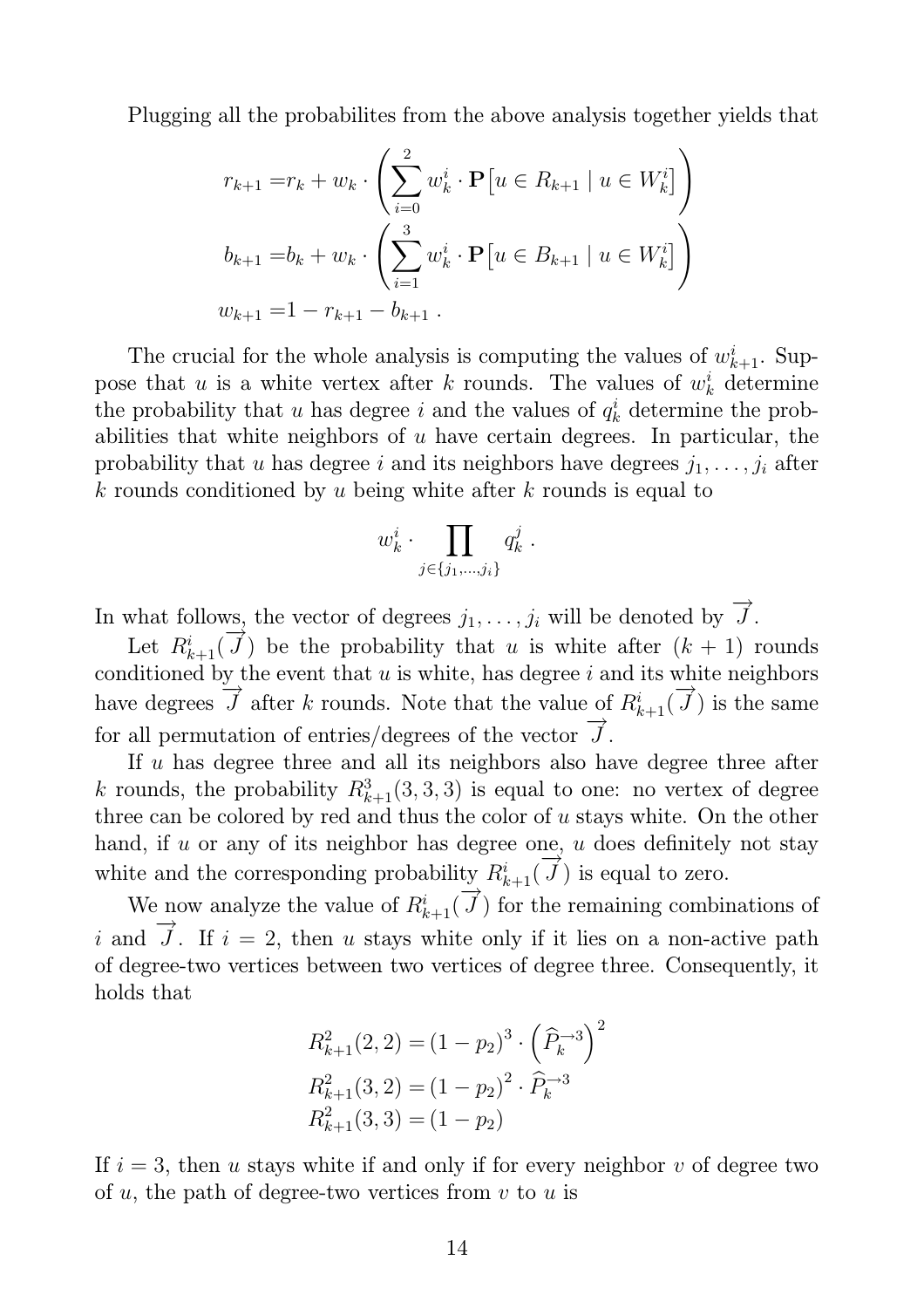Plugging all the probabilites from the above analysis together yields that

$$
\begin{aligned}
r_{k+1} =& r_k + w_k \cdot \left( \sum_{i=0}^{2} w_k^i \cdot \mathbf{P}\big[u \in R_{k+1} \mid u \in W_k^i\big] \right) \\
b_{k+1} =& b_k + w_k \cdot \left( \sum_{i=1}^{3} w_k^i \cdot \mathbf{P}\big[u \in B_{k+1} \mid u \in W_k^i\big] \right) \\
w_{k+1} =& 1 - r_{k+1} - b_{k+1} \ .
\end{aligned}
$$

The crucial for the whole analysis is computing the values of $w_{k+1}^i$. Suppose that $u$ is a white vertex after $k$ rounds. The values of $w_k^i$ determine the probability that $u$ has degree $i$ and the values of $q_k^i$ determine the probabilities that white neighbors of $u$ have certain degrees. In particular, the probability that $u$ has degree $i$ and its neighbors have degrees $j_1, \ldots, j_i$ after $k$ rounds conditioned by $u$ being white after $k$ rounds is equal to

$$
w_k^i \cdot \prod_{j \in \{j_1, \ldots, j_i\}} q_k^j \ .
$$

In what follows, the vector of degrees $j_1, \ldots, j_i$ will be denoted by $\overrightarrow{J}$.

Let $R_{k+1}^i(\overrightarrow{J})$ be the probability that $u$ is white after $(k+1)$ rounds conditioned by the event that $u$ is white, has degree $i$ and its white neighbors have degrees $\overrightarrow{J}$ after $k$ rounds. Note that the value of $R_{k+1}^i(\overrightarrow{J})$ is the same for all permutation of entries/degrees of the vector $\overrightarrow{J}$.

If $u$ has degree three and all its neighbors also have degree three after $k$ rounds, the probability $R_{k+1}^3(3,3,3)$ is equal to one: no vertex of degree three can be colored by red and thus the color of $u$ stays white. On the other hand, if $u$ or any of its neighbor has degree one, $u$ does definitely not stay white and the corresponding probability $R_{k+1}^i(\overrightarrow{J})$ is equal to zero.

We now analyze the value of $R_{k+1}^i(\overrightarrow{J})$ for the remaining combinations of $i$ and $\overrightarrow{J}$. If $i = 2$, then $u$ stays white only if it lies on a non-active path of degree-two vertices between two vertices of degree three. Consequently, it holds that

$$
\begin{aligned}
R_{k+1}^2(2,2) &= (1-p_2)^3 \cdot \left(\widehat{P}_k^{\to 3}\right)^2 \\
R_{k+1}^2(3,2) &= (1-p_2)^2 \cdot \widehat{P}_k^{\to 3} \\
R_{k+1}^2(3,3) &= (1-p_2)
\end{aligned}
$$

If $i = 3$, then $u$ stays white if and only if for every neighbor $v$ of degree two of $u$, the path of degree-two vertices from $v$ to $u$ is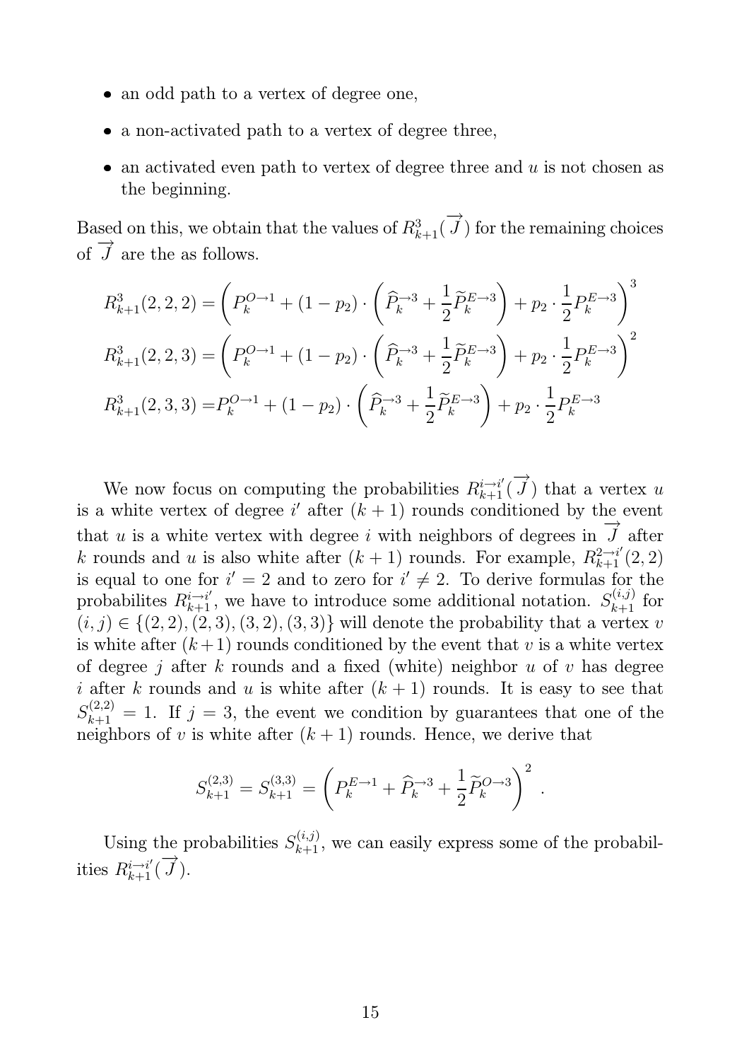- an odd path to a vertex of degree one,
- a non-activated path to a vertex of degree three,
- an activated even path to vertex of degree three and $u$ is not chosen as the beginning.

Based on this, we obtain that the values of $R^3_{k+1}(\overrightarrow{J})$ for the remaining choices of $\overrightarrow{J}$ are the as follows.

$$\begin{aligned}
R^3_{k+1}(2,2,2) &= \left( P_k^{O\to 1} + (1-p_2)\cdot\left(\widehat{P}_k^{\to 3} + \frac{1}{2}\widetilde{P}_k^{E\to 3}\right) + p_2\cdot\frac{1}{2}P_k^{E\to 3}\right)^3 \\
R^3_{k+1}(2,2,3) &= \left( P_k^{O\to 1} + (1-p_2)\cdot\left(\widehat{P}_k^{\to 3} + \frac{1}{2}\widetilde{P}_k^{E\to 3}\right) + p_2\cdot\frac{1}{2}P_k^{E\to 3}\right)^2 \\
R^3_{k+1}(2,3,3) &= P_k^{O\to 1} + (1-p_2)\cdot\left(\widehat{P}_k^{\to 3} + \frac{1}{2}\widetilde{P}_k^{E\to 3}\right) + p_2\cdot\frac{1}{2}P_k^{E\to 3}
\end{aligned}$$

We now focus on computing the probabilities $R^{i\to i'}_{k+1}(\overrightarrow{J})$ that a vertex $u$ is a white vertex of degree $i'$ after $(k+1)$ rounds conditioned by the event that $u$ is a white vertex with degree $i$ with neighbors of degrees in $\overrightarrow{J}$ after $k$ rounds and $u$ is also white after $(k+1)$ rounds. For example, $R^{2\to i'}_{k+1}(2,2)$ is equal to one for $i'=2$ and to zero for $i'\neq 2$. To derive formulas for the probabilites $R^{i\to i'}_{k+1}$, we have to introduce some additional notation. $S^{(i,j)}_{k+1}$ for $(i,j)\in\{(2,2),(2,3),(3,2),(3,3)\}$ will denote the probability that a vertex $v$ is white after $(k+1)$ rounds conditioned by the event that $v$ is a white vertex of degree $j$ after $k$ rounds and a fixed (white) neighbor $u$ of $v$ has degree $i$ after $k$ rounds and $u$ is white after $(k+1)$ rounds. It is easy to see that $S^{(2,2)}_{k+1}=1$. If $j=3$, the event we condition by guarantees that one of the neighbors of $v$ is white after $(k+1)$ rounds. Hence, we derive that

$$S^{(2,3)}_{k+1} = S^{(3,3)}_{k+1} = \left(P_k^{E\to 1} + \widehat{P}_k^{\to 3} + \frac{1}{2}\widetilde{P}_k^{O\to 3}\right)^2 .$$

Using the probabilities $S^{(i,j)}_{k+1}$, we can easily express some of the probabilities $R^{i\to i'}_{k+1}(\overrightarrow{J})$.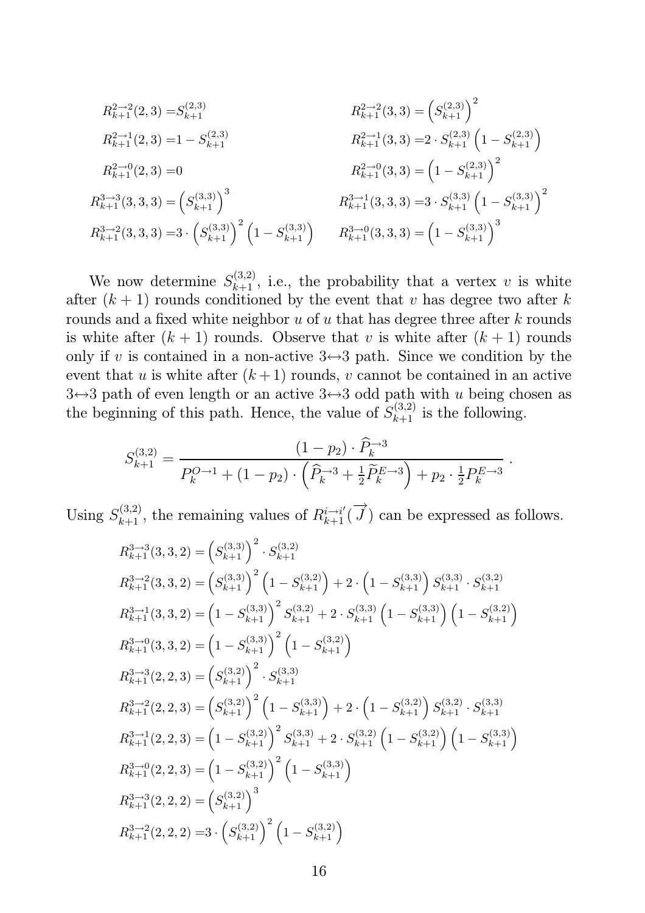$$R^{2\to 2}_{k+1}(2,3) = S^{(2,3)}_{k+1} \qquad R^{2\to 2}_{k+1}(3,3) = \left(S^{(2,3)}_{k+1}\right)^2$$

$$R^{2\to 1}_{k+1}(2,3) = 1 - S^{(2,3)}_{k+1} \qquad R^{2\to 1}_{k+1}(3,3) = 2\cdot S^{(2,3)}_{k+1}\left(1 - S^{(2,3)}_{k+1}\right)$$

$$R^{2\to 0}_{k+1}(2,3) = 0 \qquad R^{2\to 0}_{k+1}(3,3) = \left(1 - S^{(2,3)}_{k+1}\right)^2$$

$$R^{3\to 3}_{k+1}(3,3,3) = \left(S^{(3,3)}_{k+1}\right)^3 \qquad R^{3\to 1}_{k+1}(3,3,3) = 3\cdot S^{(3,3)}_{k+1}\left(1 - S^{(3,3)}_{k+1}\right)^2$$

$$R^{3\to 2}_{k+1}(3,3,3) = 3\cdot \left(S^{(3,3)}_{k+1}\right)^2\left(1 - S^{(3,3)}_{k+1}\right) \qquad R^{3\to 0}_{k+1}(3,3,3) = \left(1 - S^{(3,3)}_{k+1}\right)^3$$

We now determine $S^{(3,2)}_{k+1}$, i.e., the probability that a vertex $v$ is white after $(k+1)$ rounds conditioned by the event that $v$ has degree two after $k$ rounds and a fixed white neighbor $u$ of $u$ that has degree three after $k$ rounds is white after $(k+1)$ rounds. Observe that $v$ is white after $(k+1)$ rounds only if $v$ is contained in a non-active 3↔3 path. Since we condition by the event that $u$ is white after $(k+1)$ rounds, $v$ cannot be contained in an active 3↔3 path of even length or an active 3↔3 odd path with $u$ being chosen as the beginning of this path. Hence, the value of $S^{(3,2)}_{k+1}$ is the following.

$$S^{(3,2)}_{k+1} = \frac{(1-p_2)\cdot \widehat{P}^{\to 3}_k}{P^{O\to 1}_k + (1-p_2)\cdot\left(\widehat{P}^{\to 3}_k + \frac{1}{2}\widetilde{P}^{E\to 3}_k\right) + p_2\cdot \frac{1}{2}P^{E\to 3}_k}\,.$$

Using $S^{(3,2)}_{k+1}$, the remaining values of $R^{i\to i'}_{k+1}(\overrightarrow{J})$ can be expressed as follows.

$$R^{3\to 3}_{k+1}(3,3,2) = \left(S^{(3,3)}_{k+1}\right)^2\cdot S^{(3,2)}_{k+1}$$

$$R^{3\to 2}_{k+1}(3,3,2) = \left(S^{(3,3)}_{k+1}\right)^2\left(1 - S^{(3,2)}_{k+1}\right) + 2\cdot\left(1 - S^{(3,3)}_{k+1}\right)S^{(3,3)}_{k+1}\cdot S^{(3,2)}_{k+1}$$

$$R^{3\to 1}_{k+1}(3,3,2) = \left(1 - S^{(3,3)}_{k+1}\right)^2 S^{(3,2)}_{k+1} + 2\cdot S^{(3,3)}_{k+1}\left(1 - S^{(3,3)}_{k+1}\right)\left(1 - S^{(3,2)}_{k+1}\right)$$

$$R^{3\to 0}_{k+1}(3,3,2) = \left(1 - S^{(3,3)}_{k+1}\right)^2\left(1 - S^{(3,2)}_{k+1}\right)$$

$$R^{3\to 3}_{k+1}(2,2,3) = \left(S^{(3,2)}_{k+1}\right)^2\cdot S^{(3,3)}_{k+1}$$

$$R^{3\to 2}_{k+1}(2,2,3) = \left(S^{(3,2)}_{k+1}\right)^2\left(1 - S^{(3,3)}_{k+1}\right) + 2\cdot\left(1 - S^{(3,2)}_{k+1}\right)S^{(3,2)}_{k+1}\cdot S^{(3,3)}_{k+1}$$

$$R^{3\to 1}_{k+1}(2,2,3) = \left(1 - S^{(3,2)}_{k+1}\right)^2 S^{(3,3)}_{k+1} + 2\cdot S^{(3,2)}_{k+1}\left(1 - S^{(3,2)}_{k+1}\right)\left(1 - S^{(3,3)}_{k+1}\right)$$

$$R^{3\to 0}_{k+1}(2,2,3) = \left(1 - S^{(3,2)}_{k+1}\right)^2\left(1 - S^{(3,3)}_{k+1}\right)$$

$$R^{3\to 3}_{k+1}(2,2,2) = \left(S^{(3,2)}_{k+1}\right)^3$$

$$R^{3\to 2}_{k+1}(2,2,2) = 3\cdot\left(S^{(3,2)}_{k+1}\right)^2\left(1 - S^{(3,2)}_{k+1}\right)$$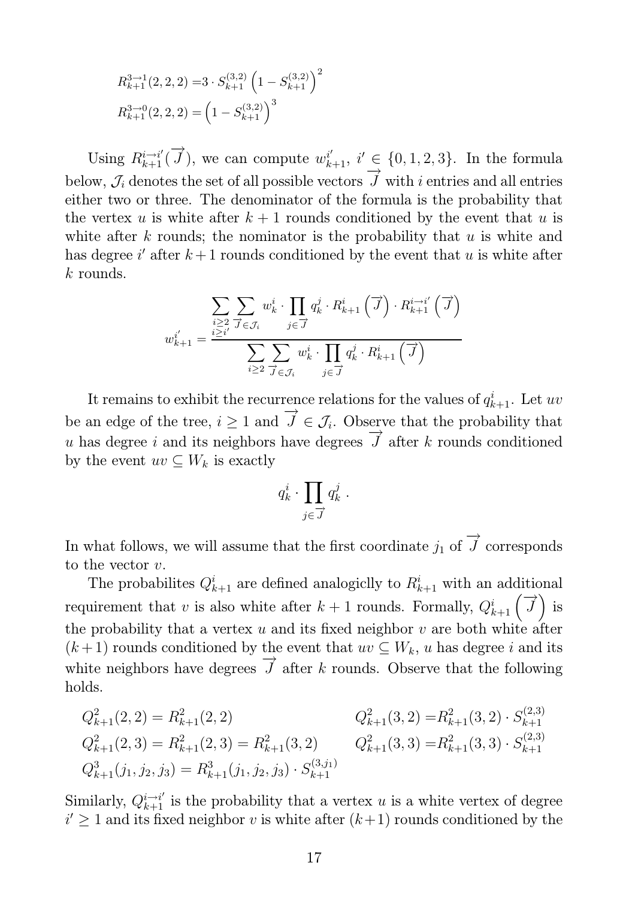$$R^{3\to 1}_{k+1}(2,2,2) = 3\cdot S^{(3,2)}_{k+1}\left(1-S^{(3,2)}_{k+1}\right)^2$$
$$R^{3\to 0}_{k+1}(2,2,2) = \left(1-S^{(3,2)}_{k+1}\right)^3$$

Using $R^{i\to i'}_{k+1}(\overrightarrow{J})$, we can compute $w^{i'}_{k+1}$, $i'\in\{0,1,2,3\}$. In the formula below, $\mathcal{J}_i$ denotes the set of all possible vectors $\overrightarrow{J}$ with $i$ entries and all entries either two or three. The denominator of the formula is the probability that the vertex $u$ is white after $k+1$ rounds conditioned by the event that $u$ is white after $k$ rounds; the nominator is the probability that $u$ is white and has degree $i'$ after $k+1$ rounds conditioned by the event that $u$ is white after $k$ rounds.

$$w^{i'}_{k+1} = \frac{\sum\limits_{\substack{i\geq 2\\ i\geq i'}}\sum\limits_{\overrightarrow{J}\in\mathcal{J}_i} w^i_k\cdot\prod\limits_{j\in\overrightarrow{J}} q^j_k\cdot R^i_{k+1}\left(\overrightarrow{J}\right)\cdot R^{i\to i'}_{k+1}\left(\overrightarrow{J}\right)}{\sum\limits_{i\geq 2}\sum\limits_{\overrightarrow{J}\in\mathcal{J}_i} w^i_k\cdot\prod\limits_{j\in\overrightarrow{J}} q^j_k\cdot R^i_{k+1}\left(\overrightarrow{J}\right)}$$

It remains to exhibit the recurrence relations for the values of $q^i_{k+1}$. Let $uv$ be an edge of the tree, $i\geq 1$ and $\overrightarrow{J}\in\mathcal{J}_i$. Observe that the probability that $u$ has degree $i$ and its neighbors have degrees $\overrightarrow{J}$ after $k$ rounds conditioned by the event $uv\subseteq W_k$ is exactly

$$q^i_k\cdot\prod_{j\in\overrightarrow{J}} q^j_k\ .$$

In what follows, we will assume that the first coordinate $j_1$ of $\overrightarrow{J}$ corresponds to the vector $v$.

The probabilites $Q^i_{k+1}$ are defined analogiclly to $R^i_{k+1}$ with an additional requirement that $v$ is also white after $k+1$ rounds. Formally, $Q^i_{k+1}\left(\overrightarrow{J}\right)$ is the probability that a vertex $u$ and its fixed neighbor $v$ are both white after $(k+1)$ rounds conditioned by the event that $uv\subseteq W_k$, $u$ has degree $i$ and its white neighbors have degrees $\overrightarrow{J}$ after $k$ rounds. Observe that the following holds.

$$Q^2_{k+1}(2,2) = R^2_{k+1}(2,2) \qquad Q^2_{k+1}(3,2) = R^2_{k+1}(3,2)\cdot S^{(2,3)}_{k+1}$$
$$Q^2_{k+1}(2,3) = R^2_{k+1}(2,3) = R^2_{k+1}(3,2) \qquad Q^2_{k+1}(3,3) = R^2_{k+1}(3,3)\cdot S^{(2,3)}_{k+1}$$
$$Q^3_{k+1}(j_1,j_2,j_3) = R^3_{k+1}(j_1,j_2,j_3)\cdot S^{(3,j_1)}_{k+1}$$

Similarly, $Q^{i\to i'}_{k+1}$ is the probability that a vertex $u$ is a white vertex of degree $i'\geq 1$ and its fixed neighbor $v$ is white after $(k+1)$ rounds conditioned by the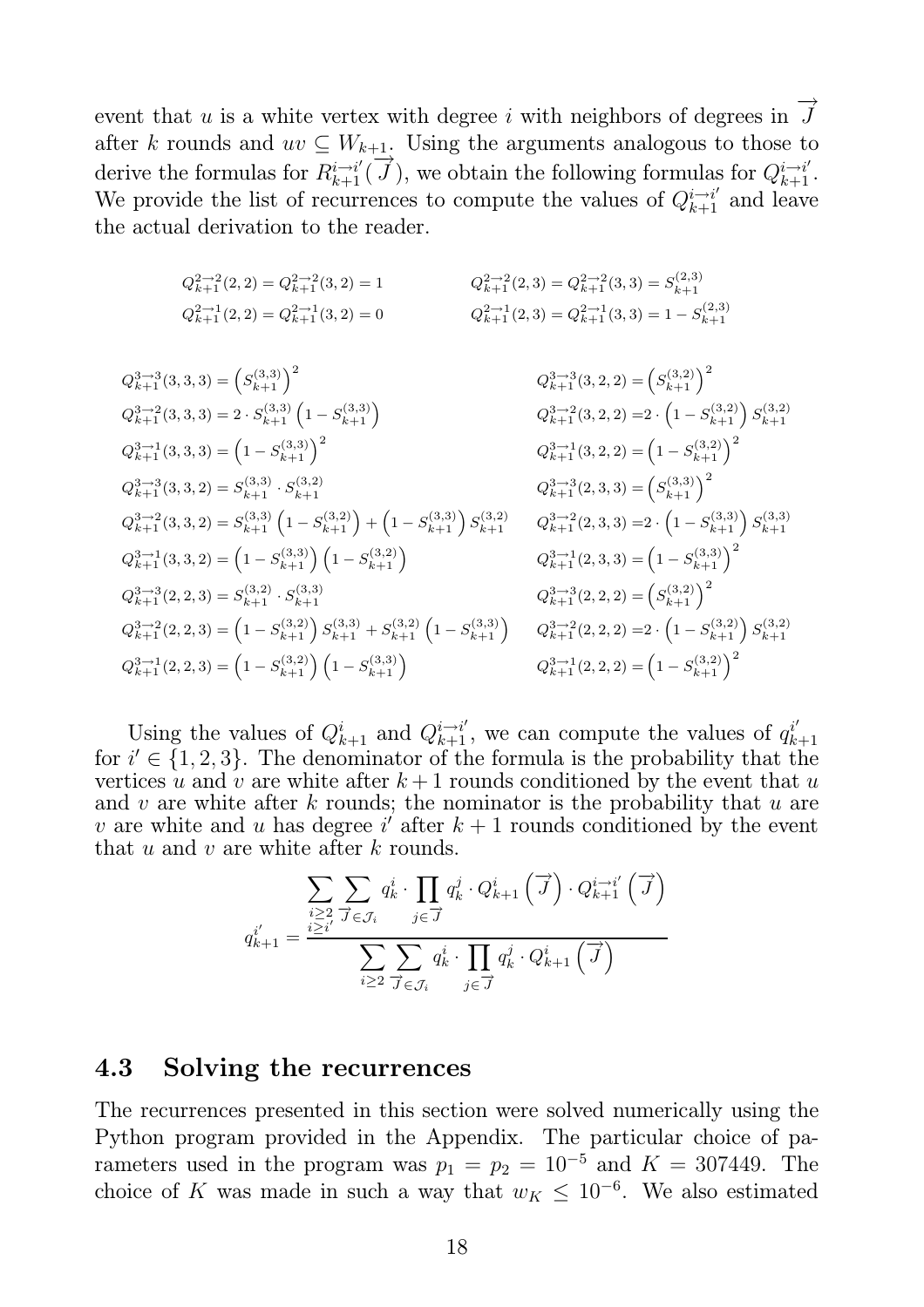event that $u$ is a white vertex with degree $i$ with neighbors of degrees in $\overrightarrow{J}$ after $k$ rounds and $uv \subseteq W_{k+1}$. Using the arguments analogous to those to derive the formulas for $R_{k+1}^{i \to i'}(\overrightarrow{J})$, we obtain the following formulas for $Q_{k+1}^{i \to i'}$. We provide the list of recurrences to compute the values of $Q_{k+1}^{i \to i'}$ and leave the actual derivation to the reader.

$$Q_{k+1}^{2\to 2}(2,2) = Q_{k+1}^{2\to 2}(3,2) = 1 \qquad Q_{k+1}^{2\to 2}(2,3) = Q_{k+1}^{2\to 2}(3,3) = S_{k+1}^{(2,3)}$$

$$Q_{k+1}^{2\to 1}(2,2) = Q_{k+1}^{2\to 1}(3,2) = 0 \qquad Q_{k+1}^{2\to 1}(2,3) = Q_{k+1}^{2\to 1}(3,3) = 1 - S_{k+1}^{(2,3)}$$

$$Q_{k+1}^{3\to 3}(3,3,3) = \left(S_{k+1}^{(3,3)}\right)^2$$

$$Q_{k+1}^{3\to 2}(3,3,3) = 2 \cdot S_{k+1}^{(3,3)}\left(1 - S_{k+1}^{(3,3)}\right)$$

$$Q_{k+1}^{3\to 1}(3,3,3) = \left(1 - S_{k+1}^{(3,3)}\right)^2$$

$$Q_{k+1}^{3\to 3}(3,3,2) = S_{k+1}^{(3,3)} \cdot S_{k+1}^{(3,2)}$$

$$Q_{k+1}^{3\to 2}(3,3,2) = S_{k+1}^{(3,3)}\left(1 - S_{k+1}^{(3,2)}\right) + \left(1 - S_{k+1}^{(3,3)}\right) S_{k+1}^{(3,2)}$$

$$Q_{k+1}^{3\to 1}(3,3,2) = \left(1 - S_{k+1}^{(3,3)}\right)\left(1 - S_{k+1}^{(3,2)}\right)$$

$$Q_{k+1}^{3\to 3}(2,2,3) = S_{k+1}^{(3,2)} \cdot S_{k+1}^{(3,3)}$$

$$Q_{k+1}^{3\to 2}(2,2,3) = \left(1 - S_{k+1}^{(3,2)}\right) S_{k+1}^{(3,3)} + S_{k+1}^{(3,2)}\left(1 - S_{k+1}^{(3,3)}\right)$$

$$Q_{k+1}^{3\to 1}(2,2,3) = \left(1 - S_{k+1}^{(3,2)}\right)\left(1 - S_{k+1}^{(3,3)}\right)$$

$$Q_{k+1}^{3\to 3}(3,2,2) = \left(S_{k+1}^{(3,2)}\right)^2$$

$$Q_{k+1}^{3\to 2}(3,2,2) = 2 \cdot \left(1 - S_{k+1}^{(3,2)}\right) S_{k+1}^{(3,2)}$$

$$Q_{k+1}^{3\to 1}(3,2,2) = \left(1 - S_{k+1}^{(3,2)}\right)^2$$

$$Q_{k+1}^{3\to 3}(2,3,3) = \left(S_{k+1}^{(3,3)}\right)^2$$

$$Q_{k+1}^{3\to 2}(2,3,3) = 2 \cdot \left(1 - S_{k+1}^{(3,3)}\right) S_{k+1}^{(3,3)}$$

$$Q_{k+1}^{3\to 1}(2,3,3) = \left(1 - S_{k+1}^{(3,3)}\right)^2$$

$$Q_{k+1}^{3\to 3}(2,2,2) = \left(S_{k+1}^{(3,2)}\right)^2$$

$$Q_{k+1}^{3\to 2}(2,2,2) = 2 \cdot \left(1 - S_{k+1}^{(3,2)}\right) S_{k+1}^{(3,2)}$$

$$Q_{k+1}^{3\to 1}(2,2,2) = \left(1 - S_{k+1}^{(3,2)}\right)^2$$

Using the values of $Q_{k+1}^{i}$ and $Q_{k+1}^{i \to i'}$, we can compute the values of $q_{k+1}^{i'}$ for $i' \in \{1,2,3\}$. The denominator of the formula is the probability that the vertices $u$ and $v$ are white after $k+1$ rounds conditioned by the event that $u$ and $v$ are white after $k$ rounds; the nominator is the probability that $u$ are $v$ are white and $u$ has degree $i'$ after $k+1$ rounds conditioned by the event that $u$ and $v$ are white after $k$ rounds.

$$q_{k+1}^{i'} = \frac{\sum\limits_{\substack{i \geq 2 \\ i \geq i'}} \sum\limits_{\overrightarrow{J} \in \mathcal{J}_i} q_k^i \cdot \prod\limits_{j \in \overrightarrow{J}} q_k^j \cdot Q_{k+1}^{i}\left(\overrightarrow{J}\right) \cdot Q_{k+1}^{i \to i'}\left(\overrightarrow{J}\right)}{\sum\limits_{i \geq 2} \sum\limits_{\overrightarrow{J} \in \mathcal{J}_i} q_k^i \cdot \prod\limits_{j \in \overrightarrow{J}} q_k^j \cdot Q_{k+1}^{i}\left(\overrightarrow{J}\right)}$$

## 4.3 Solving the recurrences

The recurrences presented in this section were solved numerically using the Python program provided in the Appendix. The particular choice of parameters used in the program was $p_1 = p_2 = 10^{-5}$ and $K = 307449$. The choice of $K$ was made in such a way that $w_K \leq 10^{-6}$. We also estimated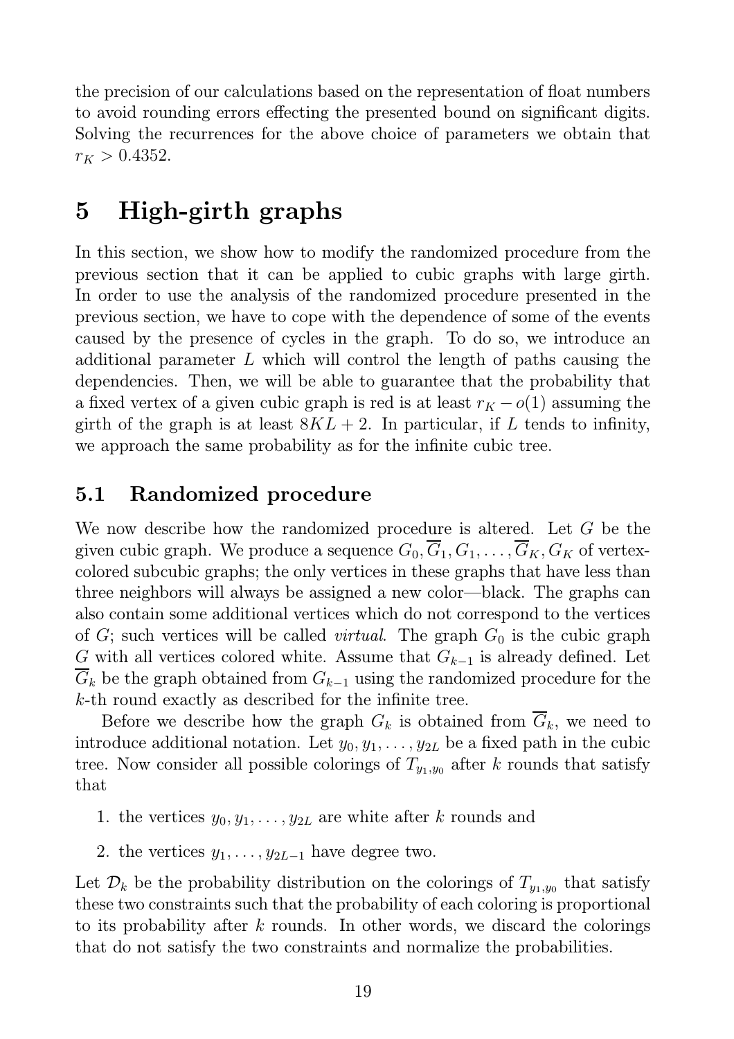the precision of our calculations based on the representation of float numbers to avoid rounding errors effecting the presented bound on significant digits. Solving the recurrences for the above choice of parameters we obtain that $r_K > 0.4352$.

# 5 High-girth graphs

In this section, we show how to modify the randomized procedure from the previous section that it can be applied to cubic graphs with large girth. In order to use the analysis of the randomized procedure presented in the previous section, we have to cope with the dependence of some of the events caused by the presence of cycles in the graph. To do so, we introduce an additional parameter $L$ which will control the length of paths causing the dependencies. Then, we will be able to guarantee that the probability that a fixed vertex of a given cubic graph is red is at least $r_K - o(1)$ assuming the girth of the graph is at least $8KL + 2$. In particular, if $L$ tends to infinity, we approach the same probability as for the infinite cubic tree.

## 5.1 Randomized procedure

We now describe how the randomized procedure is altered. Let $G$ be the given cubic graph. We produce a sequence $G_0, \overline{G}_1, G_1, \ldots, \overline{G}_K, G_K$ of vertex-colored subcubic graphs; the only vertices in these graphs that have less than three neighbors will always be assigned a new color—black. The graphs can also contain some additional vertices which do not correspond to the vertices of $G$; such vertices will be called *virtual*. The graph $G_0$ is the cubic graph $G$ with all vertices colored white. Assume that $G_{k-1}$ is already defined. Let $\overline{G}_k$ be the graph obtained from $G_{k-1}$ using the randomized procedure for the $k$-th round exactly as described for the infinite tree.

Before we describe how the graph $G_k$ is obtained from $\overline{G}_k$, we need to introduce additional notation. Let $y_0, y_1, \ldots, y_{2L}$ be a fixed path in the cubic tree. Now consider all possible colorings of $T_{y_1,y_0}$ after $k$ rounds that satisfy that

1. the vertices $y_0, y_1, \ldots, y_{2L}$ are white after $k$ rounds and
2. the vertices $y_1, \ldots, y_{2L-1}$ have degree two.

Let $\mathcal{D}_k$ be the probability distribution on the colorings of $T_{y_1,y_0}$ that satisfy these two constraints such that the probability of each coloring is proportional to its probability after $k$ rounds. In other words, we discard the colorings that do not satisfy the two constraints and normalize the probabilities.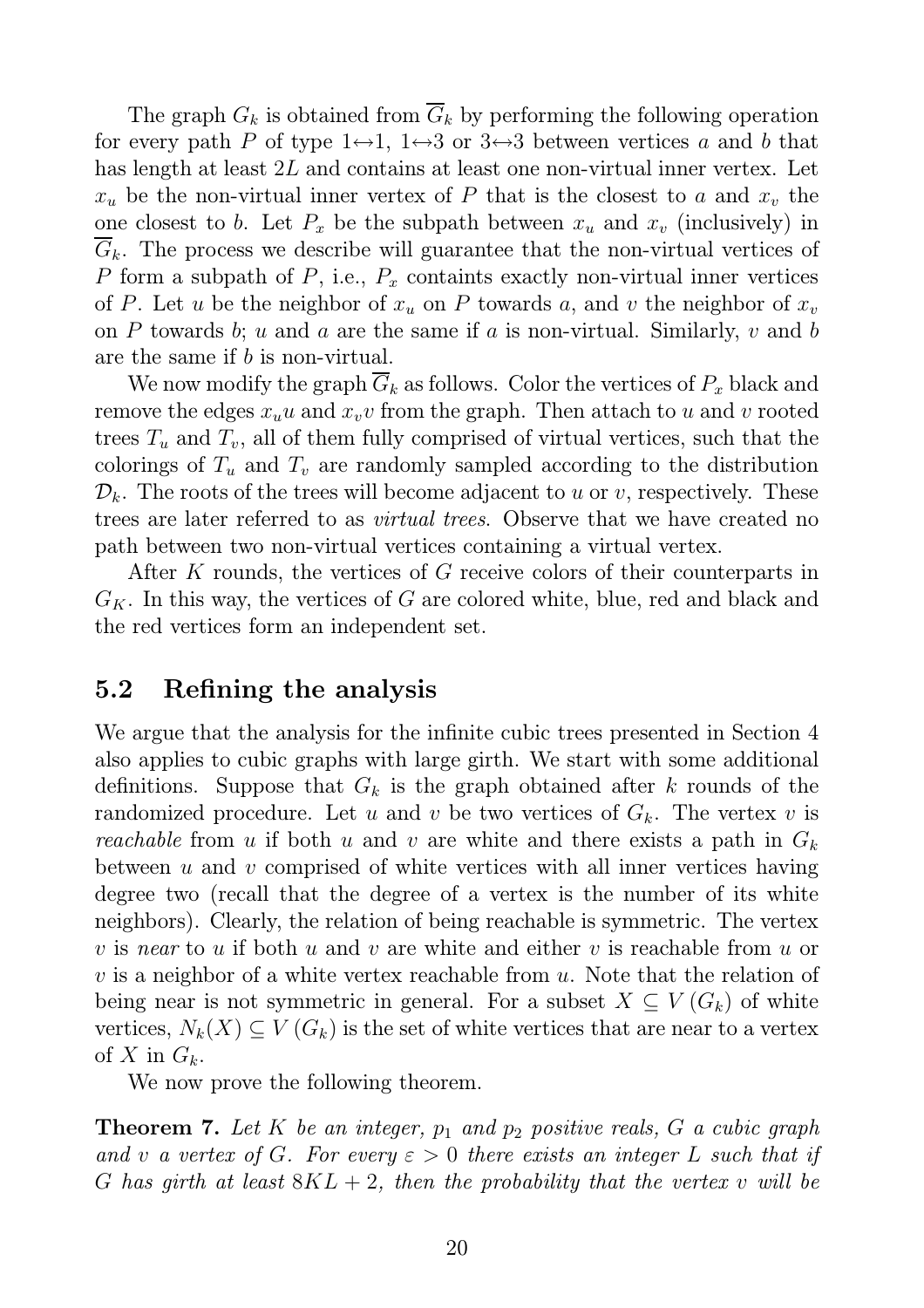The graph $G_k$ is obtained from $\overline{G}_k$ by performing the following operation for every path $P$ of type $1{\leftrightarrow}1$, $1{\leftrightarrow}3$ or $3{\leftrightarrow}3$ between vertices $a$ and $b$ that has length at least $2L$ and contains at least one non-virtual inner vertex. Let $x_u$ be the non-virtual inner vertex of $P$ that is the closest to $a$ and $x_v$ the one closest to $b$. Let $P_x$ be the subpath between $x_u$ and $x_v$ (inclusively) in $\overline{G}_k$. The process we describe will guarantee that the non-virtual vertices of $P$ form a subpath of $P$, i.e., $P_x$ containts exactly non-virtual inner vertices of $P$. Let $u$ be the neighbor of $x_u$ on $P$ towards $a$, and $v$ the neighbor of $x_v$ on $P$ towards $b$; $u$ and $a$ are the same if $a$ is non-virtual. Similarly, $v$ and $b$ are the same if $b$ is non-virtual.

We now modify the graph $\overline{G}_k$ as follows. Color the vertices of $P_x$ black and remove the edges $x_u u$ and $x_v v$ from the graph. Then attach to $u$ and $v$ rooted trees $T_u$ and $T_v$, all of them fully comprised of virtual vertices, such that the colorings of $T_u$ and $T_v$ are randomly sampled according to the distribution $\mathcal{D}_k$. The roots of the trees will become adjacent to $u$ or $v$, respectively. These trees are later referred to as *virtual trees*. Observe that we have created no path between two non-virtual vertices containing a virtual vertex.

After $K$ rounds, the vertices of $G$ receive colors of their counterparts in $G_K$. In this way, the vertices of $G$ are colored white, blue, red and black and the red vertices form an independent set.

## 5.2 Refining the analysis

We argue that the analysis for the infinite cubic trees presented in Section 4 also applies to cubic graphs with large girth. We start with some additional definitions. Suppose that $G_k$ is the graph obtained after $k$ rounds of the randomized procedure. Let $u$ and $v$ be two vertices of $G_k$. The vertex $v$ is *reachable* from $u$ if both $u$ and $v$ are white and there exists a path in $G_k$ between $u$ and $v$ comprised of white vertices with all inner vertices having degree two (recall that the degree of a vertex is the number of its white neighbors). Clearly, the relation of being reachable is symmetric. The vertex $v$ is *near* to $u$ if both $u$ and $v$ are white and either $v$ is reachable from $u$ or $v$ is a neighbor of a white vertex reachable from $u$. Note that the relation of being near is not symmetric in general. For a subset $X \subseteq V(G_k)$ of white vertices, $N_k(X) \subseteq V(G_k)$ is the set of white vertices that are near to a vertex of $X$ in $G_k$.

We now prove the following theorem.

**Theorem 7.** *Let $K$ be an integer, $p_1$ and $p_2$ positive reals, $G$ a cubic graph and $v$ a vertex of $G$. For every $\varepsilon > 0$ there exists an integer $L$ such that if $G$ has girth at least $8KL + 2$, then the probability that the vertex $v$ will be*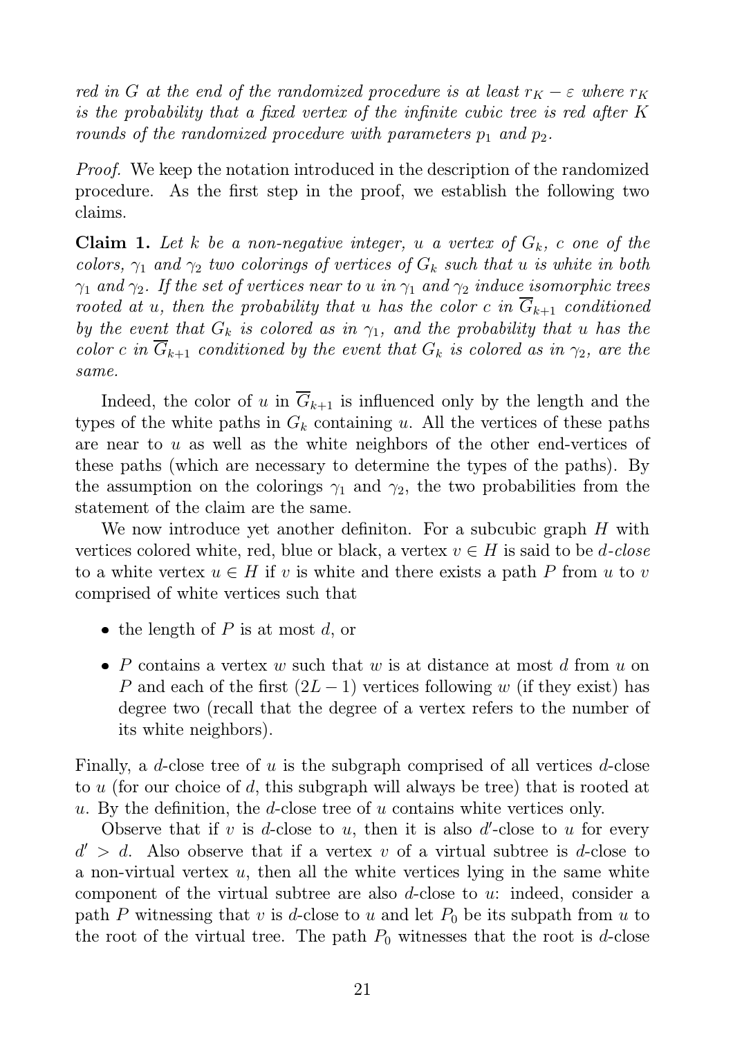*red in $G$ at the end of the randomized procedure is at least $r_K - \varepsilon$ where $r_K$ is the probability that a fixed vertex of the infinite cubic tree is red after $K$ rounds of the randomized procedure with parameters $p_1$ and $p_2$.*

*Proof.* We keep the notation introduced in the description of the randomized procedure. As the first step in the proof, we establish the following two claims.

**Claim 1.** *Let $k$ be a non-negative integer, $u$ a vertex of $G_k$, $c$ one of the colors, $\gamma_1$ and $\gamma_2$ two colorings of vertices of $G_k$ such that $u$ is white in both $\gamma_1$ and $\gamma_2$. If the set of vertices near to $u$ in $\gamma_1$ and $\gamma_2$ induce isomorphic trees rooted at $u$, then the probability that $u$ has the color $c$ in $\overline{G}_{k+1}$ conditioned by the event that $G_k$ is colored as in $\gamma_1$, and the probability that $u$ has the color $c$ in $\overline{G}_{k+1}$ conditioned by the event that $G_k$ is colored as in $\gamma_2$, are the same.*

Indeed, the color of $u$ in $\overline{G}_{k+1}$ is influenced only by the length and the types of the white paths in $G_k$ containing $u$. All the vertices of these paths are near to $u$ as well as the white neighbors of the other end-vertices of these paths (which are necessary to determine the types of the paths). By the assumption on the colorings $\gamma_1$ and $\gamma_2$, the two probabilities from the statement of the claim are the same.

We now introduce yet another definiton. For a subcubic graph $H$ with vertices colored white, red, blue or black, a vertex $v \in H$ is said to be *$d$-close* to a white vertex $u \in H$ if $v$ is white and there exists a path $P$ from $u$ to $v$ comprised of white vertices such that

- the length of $P$ is at most $d$, or
- $P$ contains a vertex $w$ such that $w$ is at distance at most $d$ from $u$ on $P$ and each of the first $(2L-1)$ vertices following $w$ (if they exist) has degree two (recall that the degree of a vertex refers to the number of its white neighbors).

Finally, a $d$-close tree of $u$ is the subgraph comprised of all vertices $d$-close to $u$ (for our choice of $d$, this subgraph will always be tree) that is rooted at $u$. By the definition, the $d$-close tree of $u$ contains white vertices only.

Observe that if $v$ is $d$-close to $u$, then it is also $d'$-close to $u$ for every $d' > d$. Also observe that if a vertex $v$ of a virtual subtree is $d$-close to a non-virtual vertex $u$, then all the white vertices lying in the same white component of the virtual subtree are also $d$-close to $u$: indeed, consider a path $P$ witnessing that $v$ is $d$-close to $u$ and let $P_0$ be its subpath from $u$ to the root of the virtual tree. The path $P_0$ witnesses that the root is $d$-close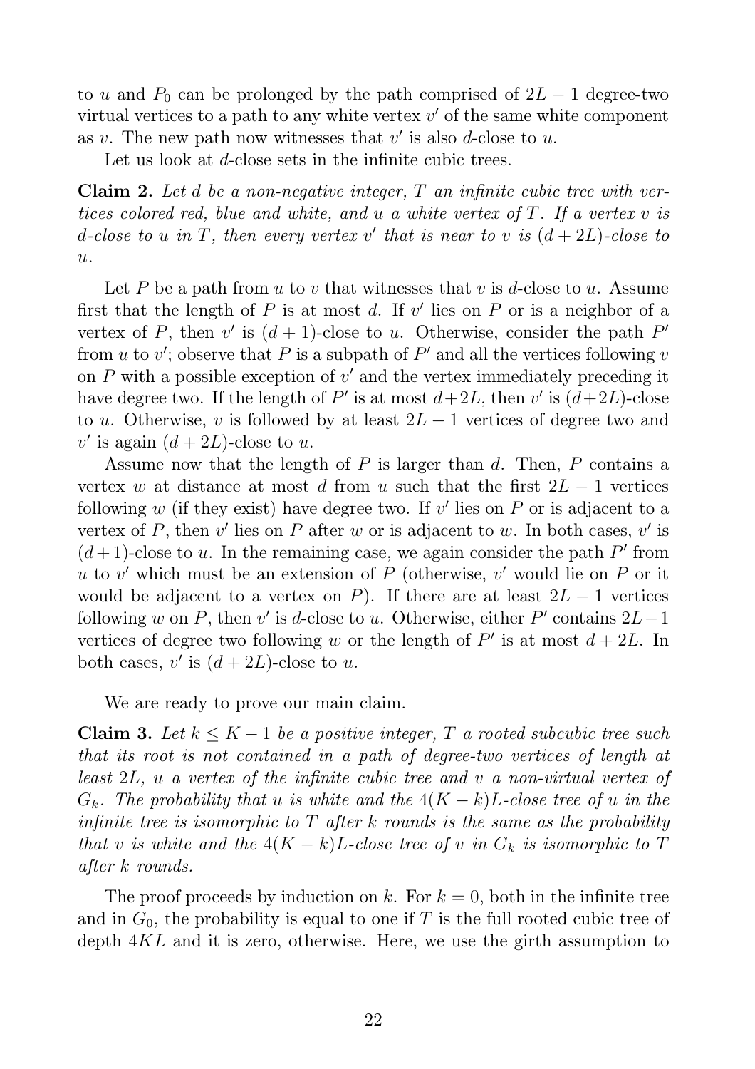to $u$ and $P_0$ can be prolonged by the path comprised of $2L-1$ degree-two virtual vertices to a path to any white vertex $v'$ of the same white component as $v$. The new path now witnesses that $v'$ is also $d$-close to $u$.

Let us look at $d$-close sets in the infinite cubic trees.

**Claim 2.** *Let $d$ be a non-negative integer, $T$ an infinite cubic tree with vertices colored red, blue and white, and $u$ a white vertex of $T$. If a vertex $v$ is $d$-close to $u$ in $T$, then every vertex $v'$ that is near to $v$ is $(d+2L)$-close to $u$.*

Let $P$ be a path from $u$ to $v$ that witnesses that $v$ is $d$-close to $u$. Assume first that the length of $P$ is at most $d$. If $v'$ lies on $P$ or is a neighbor of a vertex of $P$, then $v'$ is $(d+1)$-close to $u$. Otherwise, consider the path $P'$ from $u$ to $v'$; observe that $P$ is a subpath of $P'$ and all the vertices following $v$ on $P$ with a possible exception of $v'$ and the vertex immediately preceding it have degree two. If the length of $P'$ is at most $d+2L$, then $v'$ is $(d+2L)$-close to $u$. Otherwise, $v$ is followed by at least $2L-1$ vertices of degree two and $v'$ is again $(d+2L)$-close to $u$.

Assume now that the length of $P$ is larger than $d$. Then, $P$ contains a vertex $w$ at distance at most $d$ from $u$ such that the first $2L-1$ vertices following $w$ (if they exist) have degree two. If $v'$ lies on $P$ or is adjacent to a vertex of $P$, then $v'$ lies on $P$ after $w$ or is adjacent to $w$. In both cases, $v'$ is $(d+1)$-close to $u$. In the remaining case, we again consider the path $P'$ from $u$ to $v'$ which must be an extension of $P$ (otherwise, $v'$ would lie on $P$ or it would be adjacent to a vertex on $P$). If there are at least $2L-1$ vertices following $w$ on $P$, then $v'$ is $d$-close to $u$. Otherwise, either $P'$ contains $2L-1$ vertices of degree two following $w$ or the length of $P'$ is at most $d+2L$. In both cases, $v'$ is $(d+2L)$-close to $u$.

We are ready to prove our main claim.

**Claim 3.** *Let $k \le K-1$ be a positive integer, $T$ a rooted subcubic tree such that its root is not contained in a path of degree-two vertices of length at least $2L$, $u$ a vertex of the infinite cubic tree and $v$ a non-virtual vertex of $G_k$. The probability that $u$ is white and the $4(K-k)L$-close tree of $u$ in the infinite tree is isomorphic to $T$ after $k$ rounds is the same as the probability that $v$ is white and the $4(K-k)L$-close tree of $v$ in $G_k$ is isomorphic to $T$ after $k$ rounds.*

The proof proceeds by induction on $k$. For $k=0$, both in the infinite tree and in $G_0$, the probability is equal to one if $T$ is the full rooted cubic tree of depth $4KL$ and it is zero, otherwise. Here, we use the girth assumption to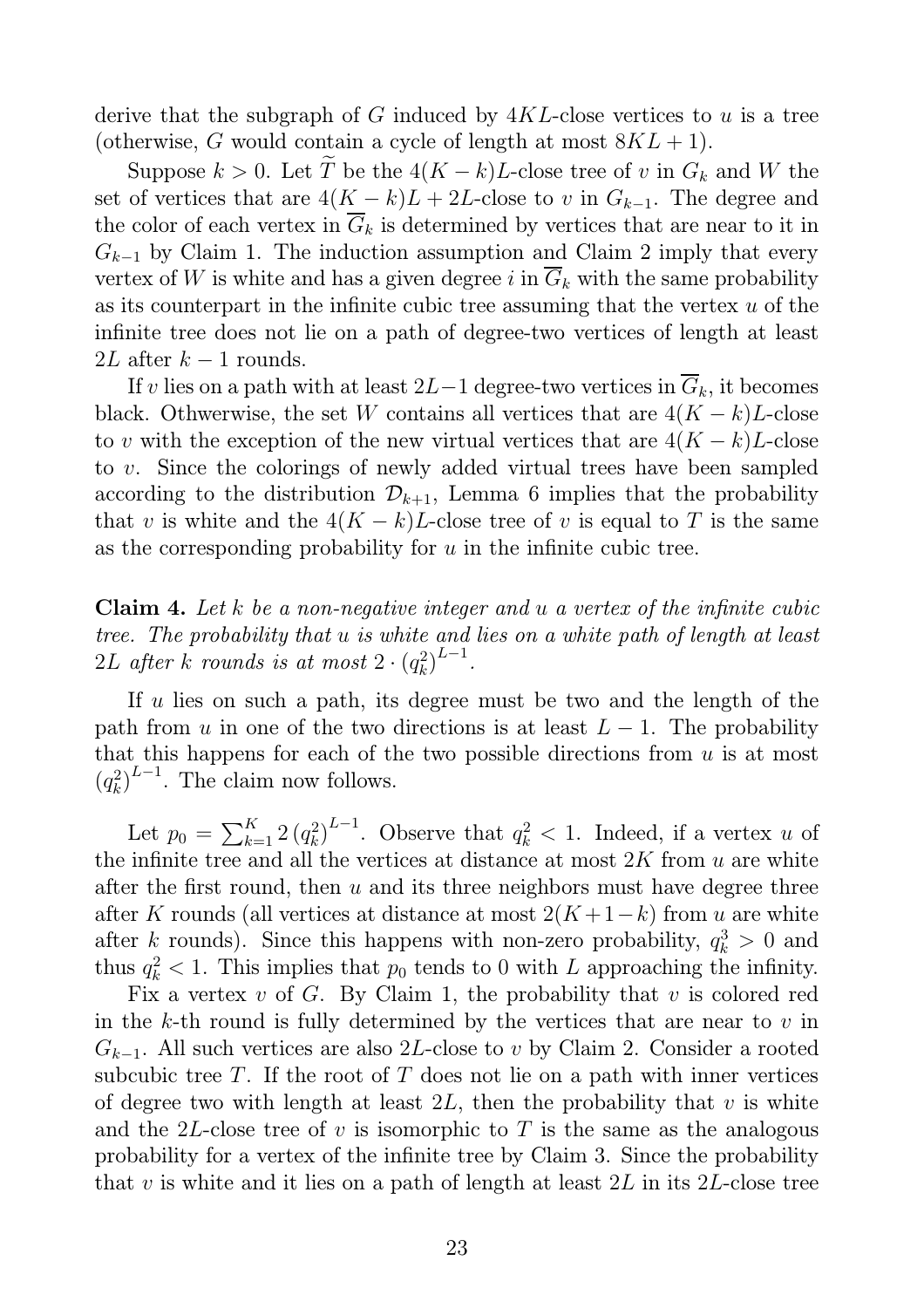derive that the subgraph of $G$ induced by $4KL$-close vertices to $u$ is a tree (otherwise, $G$ would contain a cycle of length at most $8KL + 1$).

Suppose $k > 0$. Let $\widetilde{T}$ be the $4(K-k)L$-close tree of $v$ in $G_k$ and $W$ the set of vertices that are $4(K-k)L + 2L$-close to $v$ in $G_{k-1}$. The degree and the color of each vertex in $\overline{G}_k$ is determined by vertices that are near to it in $G_{k-1}$ by Claim 1. The induction assumption and Claim 2 imply that every vertex of $W$ is white and has a given degree $i$ in $\overline{G}_k$ with the same probability as its counterpart in the infinite cubic tree assuming that the vertex $u$ of the infinite tree does not lie on a path of degree-two vertices of length at least $2L$ after $k-1$ rounds.

If $v$ lies on a path with at least $2L-1$ degree-two vertices in $\overline{G}_k$, it becomes black. Othwerwise, the set $W$ contains all vertices that are $4(K-k)L$-close to $v$ with the exception of the new virtual vertices that are $4(K-k)L$-close to $v$. Since the colorings of newly added virtual trees have been sampled according to the distribution $\mathcal{D}_{k+1}$, Lemma 6 implies that the probability that $v$ is white and the $4(K-k)L$-close tree of $v$ is equal to $T$ is the same as the corresponding probability for $u$ in the infinite cubic tree.

**Claim 4.** *Let $k$ be a non-negative integer and $u$ a vertex of the infinite cubic tree. The probability that $u$ is white and lies on a white path of length at least $2L$ after $k$ rounds is at most $2 \cdot \left(q_k^2\right)^{L-1}$.*

If $u$ lies on such a path, its degree must be two and the length of the path from $u$ in one of the two directions is at least $L-1$. The probability that this happens for each of the two possible directions from $u$ is at most $\left(q_k^2\right)^{L-1}$. The claim now follows.

Let $p_0 = \sum_{k=1}^{K} 2\left(q_k^2\right)^{L-1}$. Observe that $q_k^2 < 1$. Indeed, if a vertex $u$ of the infinite tree and all the vertices at distance at most $2K$ from $u$ are white after the first round, then $u$ and its three neighbors must have degree three after $K$ rounds (all vertices at distance at most $2(K+1-k)$ from $u$ are white after $k$ rounds). Since this happens with non-zero probability, $q_k^3 > 0$ and thus $q_k^2 < 1$. This implies that $p_0$ tends to 0 with $L$ approaching the infinity.

Fix a vertex $v$ of $G$. By Claim 1, the probability that $v$ is colored red in the $k$-th round is fully determined by the vertices that are near to $v$ in $G_{k-1}$. All such vertices are also $2L$-close to $v$ by Claim 2. Consider a rooted subcubic tree $T$. If the root of $T$ does not lie on a path with inner vertices of degree two with length at least $2L$, then the probability that $v$ is white and the $2L$-close tree of $v$ is isomorphic to $T$ is the same as the analogous probability for a vertex of the infinite tree by Claim 3. Since the probability that $v$ is white and it lies on a path of length at least $2L$ in its $2L$-close tree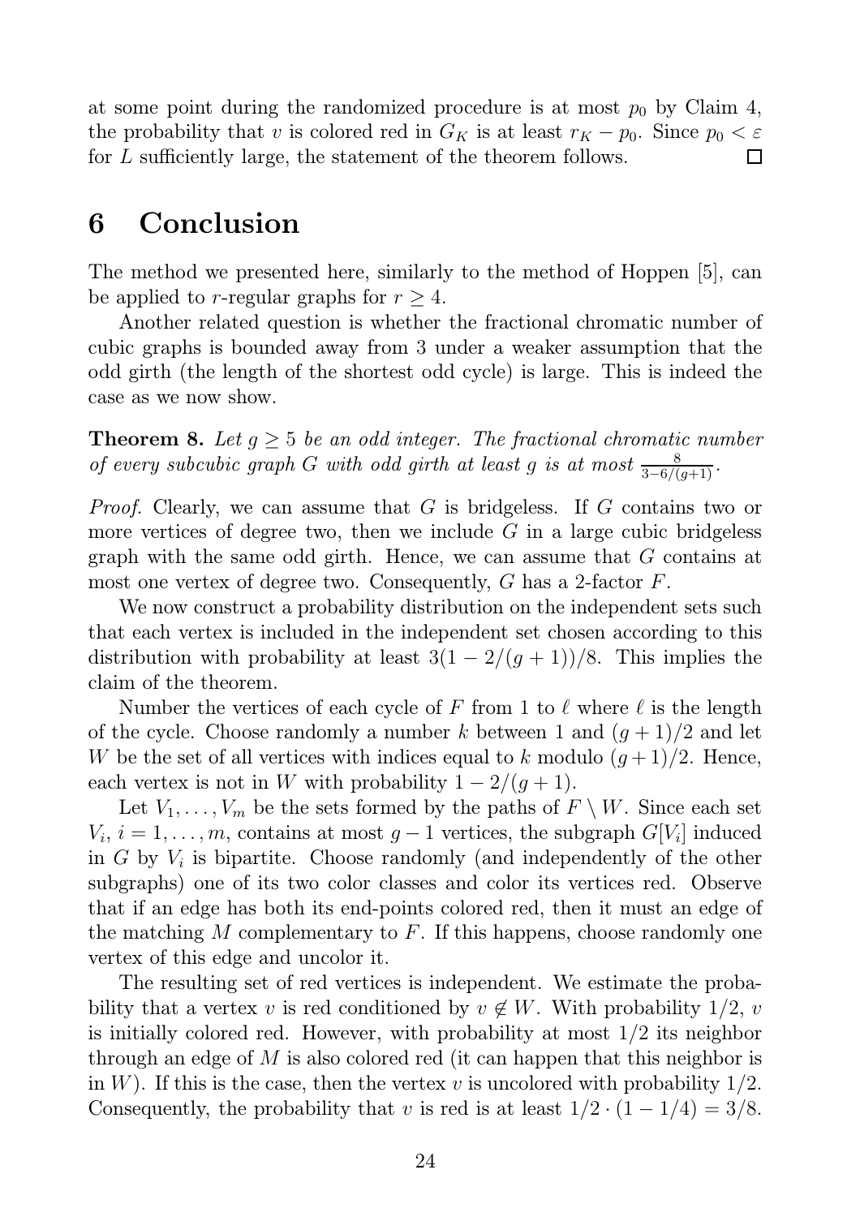at some point during the randomized procedure is at most $p_0$ by Claim 4, the probability that $v$ is colored red in $G_K$ is at least $r_K - p_0$. Since $p_0 < \varepsilon$ for $L$ sufficiently large, the statement of the theorem follows. □

# 6 Conclusion

The method we presented here, similarly to the method of Hoppen [5], can be applied to $r$-regular graphs for $r \geq 4$.

Another related question is whether the fractional chromatic number of cubic graphs is bounded away from 3 under a weaker assumption that the odd girth (the length of the shortest odd cycle) is large. This is indeed the case as we now show.

**Theorem 8.** *Let $g \geq 5$ be an odd integer. The fractional chromatic number of every subcubic graph $G$ with odd girth at least $g$ is at most $\frac{8}{3-6/(g+1)}$.*

*Proof.* Clearly, we can assume that $G$ is bridgeless. If $G$ contains two or more vertices of degree two, then we include $G$ in a large cubic bridgeless graph with the same odd girth. Hence, we can assume that $G$ contains at most one vertex of degree two. Consequently, $G$ has a 2-factor $F$.

We now construct a probability distribution on the independent sets such that each vertex is included in the independent set chosen according to this distribution with probability at least $3(1 - 2/(g+1))/8$. This implies the claim of the theorem.

Number the vertices of each cycle of $F$ from 1 to $\ell$ where $\ell$ is the length of the cycle. Choose randomly a number $k$ between 1 and $(g+1)/2$ and let $W$ be the set of all vertices with indices equal to $k$ modulo $(g+1)/2$. Hence, each vertex is not in $W$ with probability $1 - 2/(g+1)$.

Let $V_1, \ldots, V_m$ be the sets formed by the paths of $F \setminus W$. Since each set $V_i$, $i = 1, \ldots, m$, contains at most $g - 1$ vertices, the subgraph $G[V_i]$ induced in $G$ by $V_i$ is bipartite. Choose randomly (and independently of the other subgraphs) one of its two color classes and color its vertices red. Observe that if an edge has both its end-points colored red, then it must an edge of the matching $M$ complementary to $F$. If this happens, choose randomly one vertex of this edge and uncolor it.

The resulting set of red vertices is independent. We estimate the probability that a vertex $v$ is red conditioned by $v \notin W$. With probability $1/2$, $v$ is initially colored red. However, with probability at most $1/2$ its neighbor through an edge of $M$ is also colored red (it can happen that this neighbor is in $W$). If this is the case, then the vertex $v$ is uncolored with probability $1/2$. Consequently, the probability that $v$ is red is at least $1/2 \cdot (1 - 1/4) = 3/8$.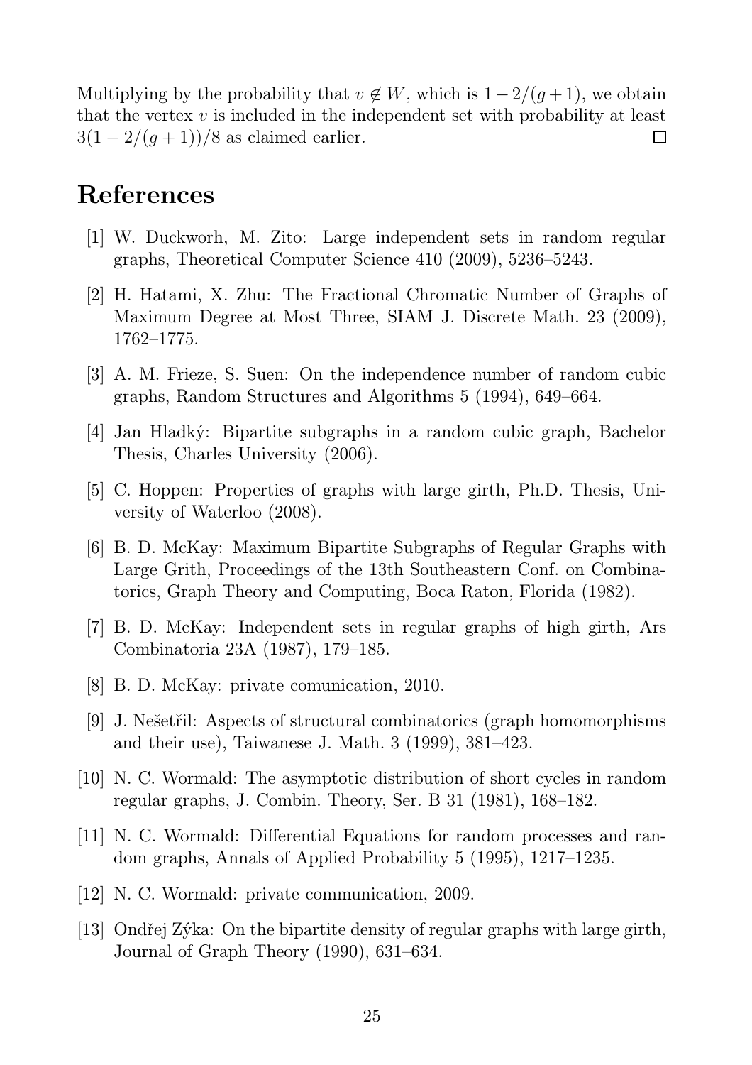Multiplying by the probability that $v \notin W$, which is $1-2/(g+1)$, we obtain that the vertex $v$ is included in the independent set with probability at least $3(1-2/(g+1))/8$ as claimed earlier. □

# References

[1] W. Duckworh, M. Zito: Large independent sets in random regular graphs, Theoretical Computer Science 410 (2009), 5236–5243.

[2] H. Hatami, X. Zhu: The Fractional Chromatic Number of Graphs of Maximum Degree at Most Three, SIAM J. Discrete Math. 23 (2009), 1762–1775.

[3] A. M. Frieze, S. Suen: On the independence number of random cubic graphs, Random Structures and Algorithms 5 (1994), 649–664.

[4] Jan Hladký: Bipartite subgraphs in a random cubic graph, Bachelor Thesis, Charles University (2006).

[5] C. Hoppen: Properties of graphs with large girth, Ph.D. Thesis, University of Waterloo (2008).

[6] B. D. McKay: Maximum Bipartite Subgraphs of Regular Graphs with Large Grith, Proceedings of the 13th Southeastern Conf. on Combinatorics, Graph Theory and Computing, Boca Raton, Florida (1982).

[7] B. D. McKay: Independent sets in regular graphs of high girth, Ars Combinatoria 23A (1987), 179–185.

[8] B. D. McKay: private comunication, 2010.

[9] J. Nešetřil: Aspects of structural combinatorics (graph homomorphisms and their use), Taiwanese J. Math. 3 (1999), 381–423.

[10] N. C. Wormald: The asymptotic distribution of short cycles in random regular graphs, J. Combin. Theory, Ser. B 31 (1981), 168–182.

[11] N. C. Wormald: Differential Equations for random processes and random graphs, Annals of Applied Probability 5 (1995), 1217–1235.

[12] N. C. Wormald: private communication, 2009.

[13] Ondřej Zýka: On the bipartite density of regular graphs with large girth, Journal of Graph Theory (1990), 631–634.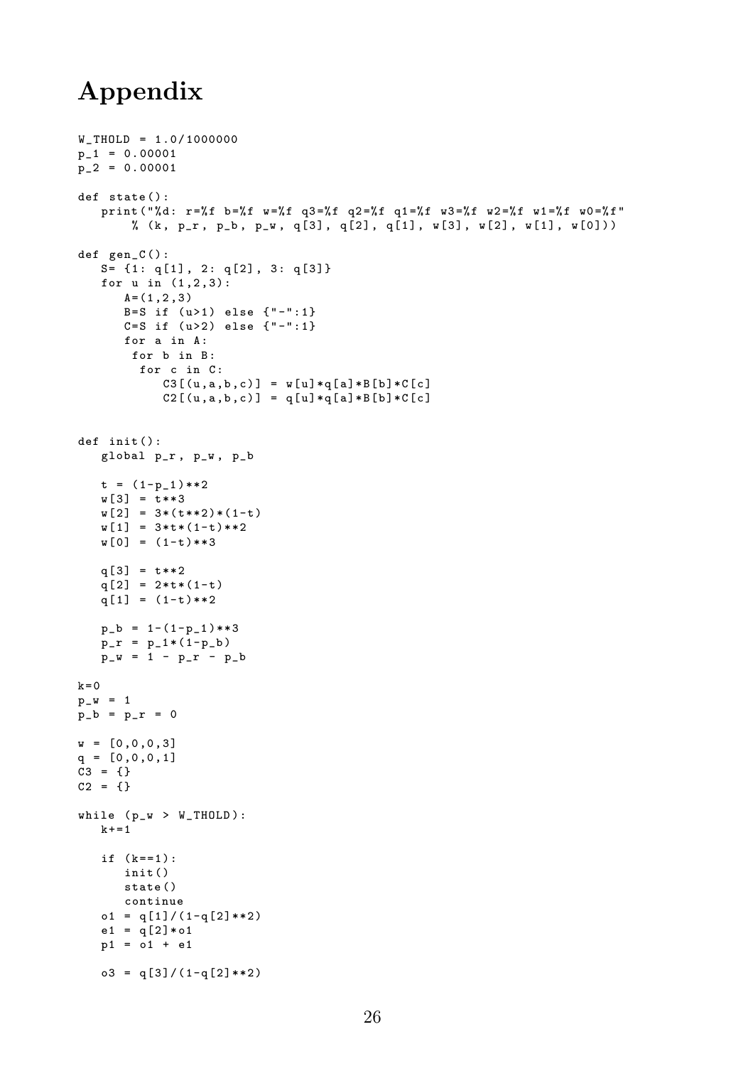# Appendix

```
W_THOLD = 1.0/1000000
p_1 = 0.00001
p_2 = 0.00001

def state():
   print("%d: r=%f b=%f w=%f q3=%f q2=%f q1=%f w3=%f w2=%f w1=%f w0=%f"
       % (k, p_r, p_b, p_w, q[3], q[2], q[1], w[3], w[2], w[1], w[0]))

def gen_C():
   S= {1: q[1], 2: q[2], 3: q[3]}
   for u in (1,2,3):
      A=(1,2,3)
      B=S if (u>1) else {"-":1}
      C=S if (u>2) else {"-":1}
      for a in A:
       for b in B:
        for c in C:
           C3[(u,a,b,c)] = w[u]*q[a]*B[b]*C[c]
           C2[(u,a,b,c)] = q[u]*q[a]*B[b]*C[c]


def init():
   global p_r, p_w, p_b

   t = (1-p_1)**2
   w[3] = t**3
   w[2] = 3*(t**2)*(1-t)
   w[1] = 3*t*(1-t)**2
   w[0] = (1-t)**3

   q[3] = t**2
   q[2] = 2*t*(1-t)
   q[1] = (1-t)**2

   p_b = 1-(1-p_1)**3
   p_r = p_1*(1-p_b)
   p_w = 1 - p_r - p_b

k=0
p_w = 1
p_b = p_r = 0

w = [0,0,0,3]
q = [0,0,0,1]
C3 = {}
C2 = {}

while (p_w > W_THOLD):
   k+=1

   if (k==1):
      init()
      state()
      continue
   o1 = q[1]/(1-q[2]**2)
   e1 = q[2]*o1
   p1 = o1 + e1

   o3 = q[3]/(1-q[2]**2)
```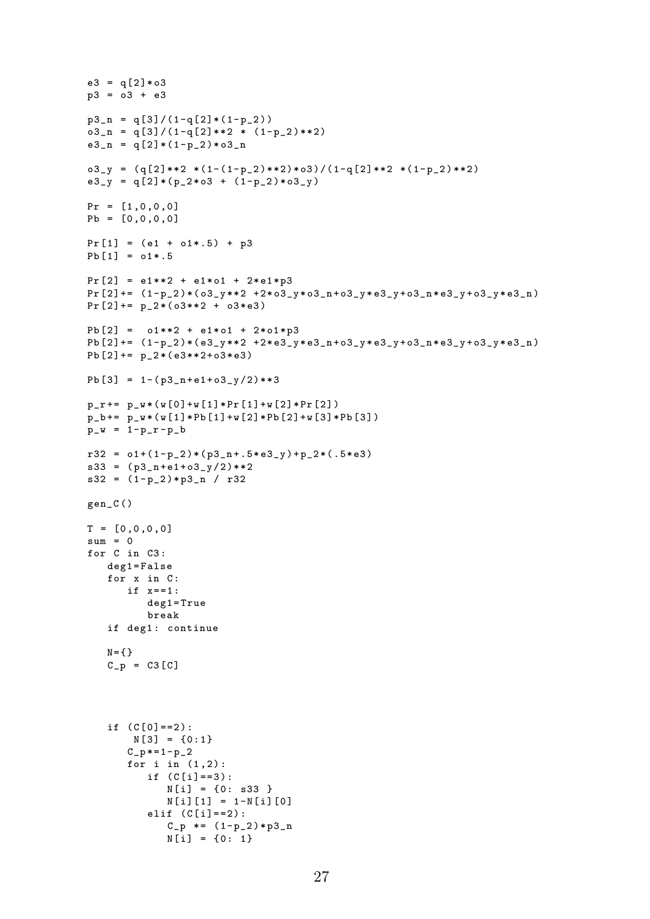```
e3 = q[2]*o3
p3 = o3 + e3

p3_n = q[3]/(1-q[2]*(1-p_2))
o3_n = q[3]/(1-q[2]**2 * (1-p_2)**2)
e3_n = q[2]*(1-p_2)*o3_n

o3_y = (q[2]**2 *(1-(1-p_2)**2)*o3)/(1-q[2]**2 *(1-p_2)**2)
e3_y = q[2]*(p_2*o3 + (1-p_2)*o3_y)

Pr = [1,0,0,0]
Pb = [0,0,0,0]

Pr[1] = (e1 + o1*.5) + p3
Pb[1] = o1*.5

Pr[2] = e1**2 + e1*o1 + 2*e1*p3
Pr[2]+= (1-p_2)*(o3_y**2 +2*o3_y*o3_n+o3_y*e3_y+o3_n*e3_y+o3_y*e3_n)
Pr[2]+= p_2*(o3**2 + o3*e3)

Pb[2] =  o1**2 + e1*o1 + 2*o1*p3
Pb[2]+= (1-p_2)*(e3_y**2 +2*e3_y*e3_n+o3_y*e3_y+o3_n*e3_y+o3_y*e3_n)
Pb[2]+= p_2*(e3**2+o3*e3)

Pb[3] = 1-(p3_n+e1+o3_y/2)**3

p_r+= p_w*(w[0]+w[1]*Pr[1]+w[2]*Pr[2])
p_b+= p_w*(w[1]*Pb[1]+w[2]*Pb[2]+w[3]*Pb[3])
p_w = 1-p_r-p_b

r32 = o1+(1-p_2)*(p3_n+.5*e3_y)+p_2*(.5*e3)
s33 = (p3_n+e1+o3_y/2)**2
s32 = (1-p_2)*p3_n / r32

gen_C()

T = [0,0,0,0]
sum = 0
for C in C3:
   deg1=False
   for x in C:
      if x==1:
         deg1=True
         break
   if deg1: continue

   N={}
   C_p = C3[C]



   if (C[0]==2):
       N[3] = {0:1}
      C_p*=1-p_2
      for i in (1,2):
         if (C[i]==3):
            N[i] = {0: s33 }
            N[i][1] = 1-N[i][0]
         elif (C[i]==2):
            C_p *= (1-p_2)*p3_n
            N[i] = {0: 1}
```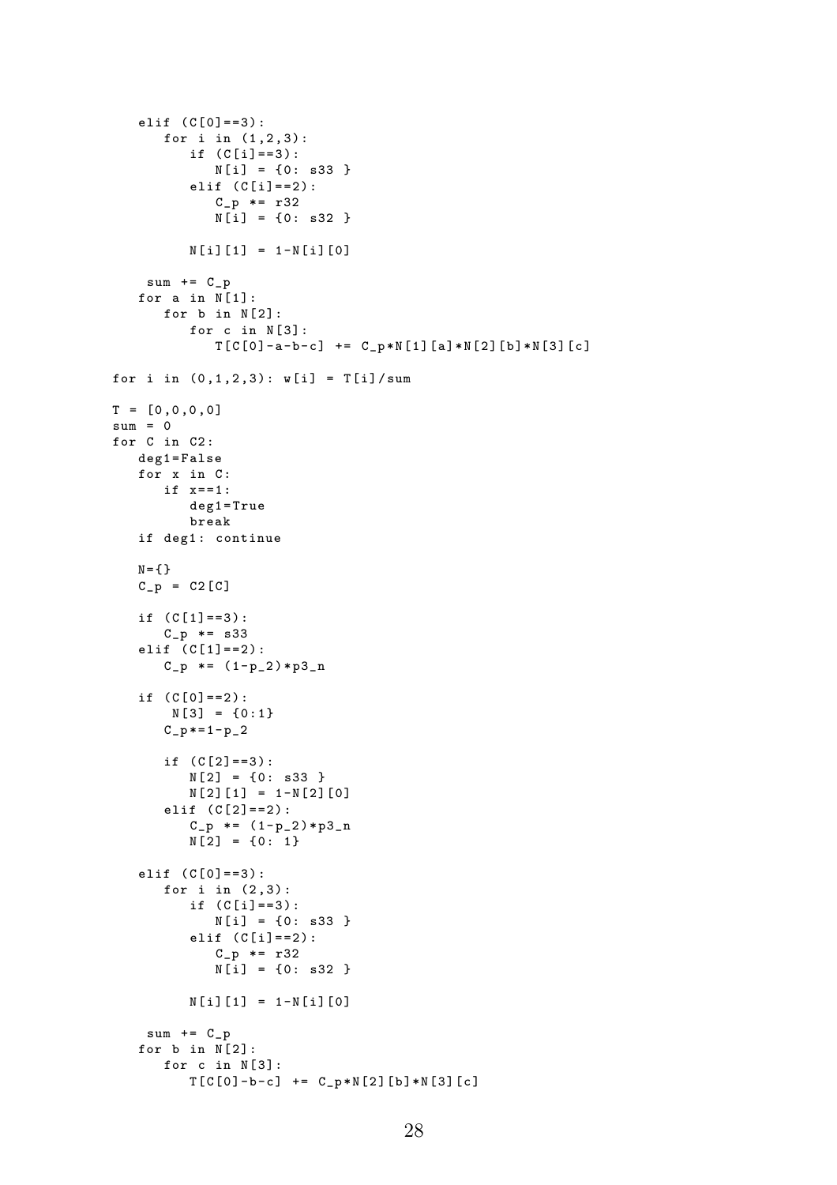```
    elif (C[0]==3):
       for i in (1,2,3):
          if (C[i]==3):
             N[i] = {0: s33 }
          elif (C[i]==2):
             C_p *= r32
             N[i] = {0: s32 }

          N[i][1] = 1-N[i][0]

     sum += C_p
    for a in N[1]:
       for b in N[2]:
          for c in N[3]:
             T[C[0]-a-b-c] += C_p*N[1][a]*N[2][b]*N[3][c]

for i in (0,1,2,3): w[i] = T[i]/sum

T = [0,0,0,0]
sum = 0
for C in C2:
   deg1=False
   for x in C:
      if x==1:
         deg1=True
         break
   if deg1: continue

   N={}
   C_p = C2[C]

   if (C[1]==3):
      C_p *= s33
   elif (C[1]==2):
      C_p *= (1-p_2)*p3_n

   if (C[0]==2):
       N[3] = {0:1}
      C_p*=1-p_2

      if (C[2]==3):
         N[2] = {0: s33 }
         N[2][1] = 1-N[2][0]
      elif (C[2]==2):
         C_p *= (1-p_2)*p3_n
         N[2] = {0: 1}

   elif (C[0]==3):
      for i in (2,3):
         if (C[i]==3):
            N[i] = {0: s33 }
         elif (C[i]==2):
            C_p *= r32
            N[i] = {0: s32 }

         N[i][1] = 1-N[i][0]

    sum += C_p
   for b in N[2]:
      for c in N[3]:
         T[C[0]-b-c] += C_p*N[2][b]*N[3][c]
```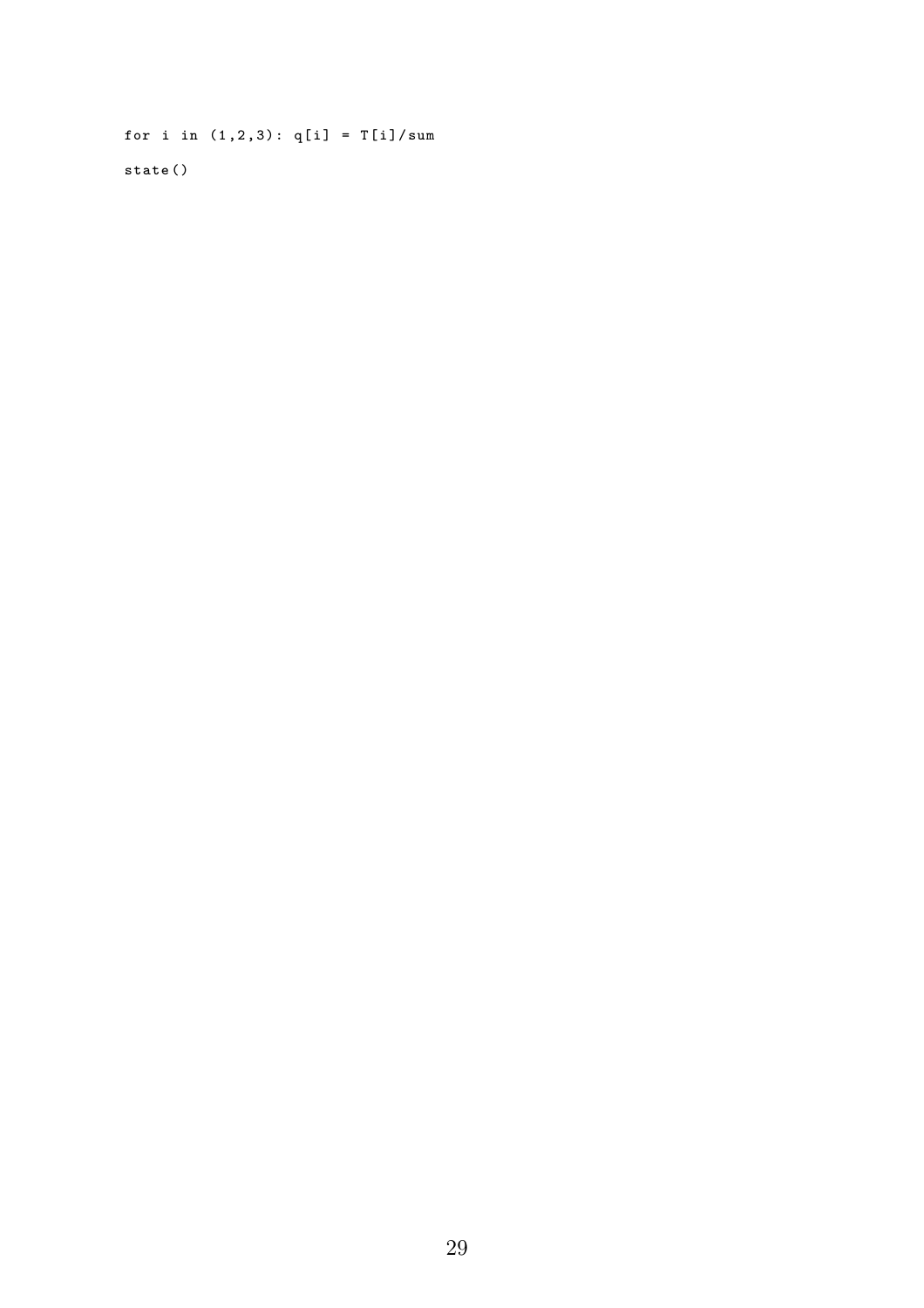```
for i in (1,2,3): q[i] = T[i]/sum
state()
```